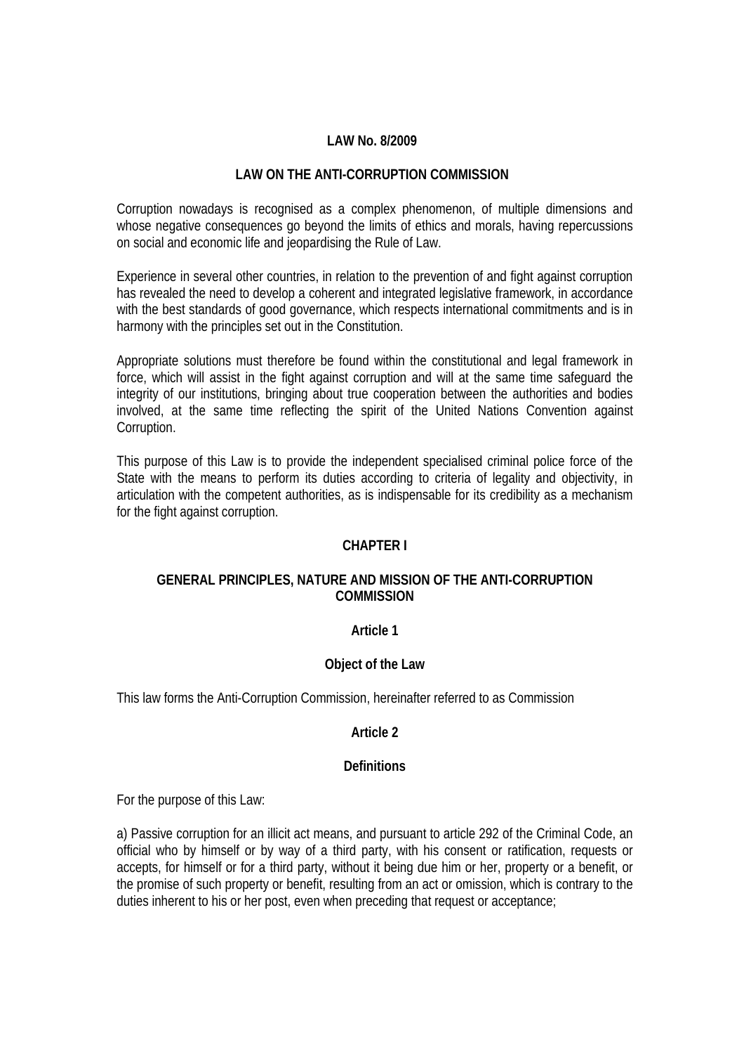# LAW No. 8/2009

## LAW ON THE ANTI-CORRUPTION COMMISSION

Corruption nowadays is recognised as a complex phenomenon, of multiple dimensions and whose negative consequences go beyond the limits of ethics and morals, having repercussions on social and economic life and jeopardising the Rule of Law.

Experience in several other countries, in relation to the prevention of and fight against corruption has revealed the need to develop a coherent and integrated legislative framework, in accordance with the best standards of good governance, which respects international commitments and is in harmony with the principles set out in the Constitution.

Appropriate solutions must therefore be found within the constitutional and legal framework in force, which will assist in the fight against corruption and will at the same time safeguard the integrity of our institutions, bringing about true cooperation between the authorities and bodies involved, at the same time reflecting the spirit of the United Nations Convention against Corruption.

This purpose of this Law is to provide the independent specialised criminal police force of the State with the means to perform its duties according to criteria of legality and objectivity, in articulation with the competent authorities, as is indispensable for its credibility as a mechanism for the fight against corruption.

## CHAPTER I

## GENERAL PRINCIPLES, NATURE AND MISSION OF THE ANTI-CORRUPTION COMMISSION

### Article 1

### Object of the Law

This law forms the Anti-Corruption Commission, hereinafter referred to as Commission

### Article 2

### Definitions

For the purpose of this Law:

a) Passive corruption for an illicit act means, and pursuant to article 292 of the Criminal Code, an official who by himself or by way of a third party, with his consent or ratification, requests or accepts, for himself or for a third party, without it being due him or her, property or a benefit, or the promise of such property or benefit, resulting from an act or omission, which is contrary to the duties inherent to his or her post, even when preceding that request or acceptance;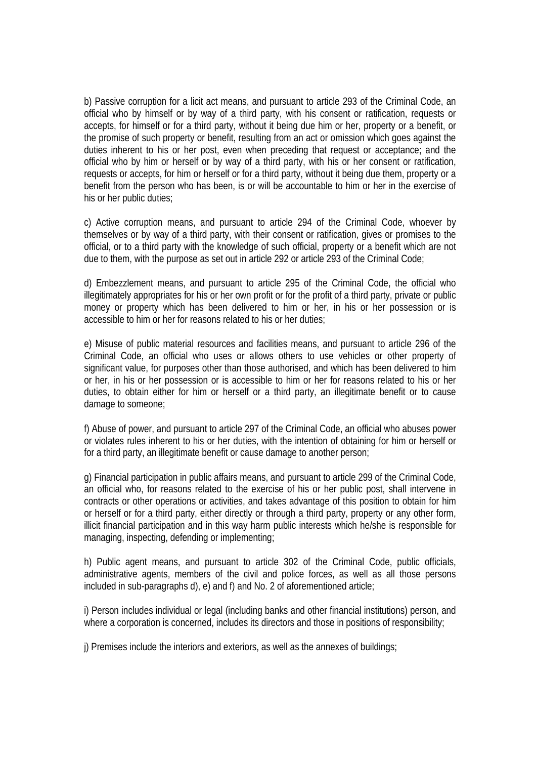b) Passive corruption for a licit act means, and pursuant to article 293 of the Criminal Code, an official who by himself or by way of a third party, with his consent or ratification, requests or accepts, for himself or for a third party, without it being due him or her, property or a benefit, or the promise of such property or benefit, resulting from an act or omission which goes against the duties inherent to his or her post, even when preceding that request or acceptance; and the official who by him or herself or by way of a third party, with his or her consent or ratification, requests or accepts, for him or herself or for a third party, without it being due them, property or a benefit from the person who has been, is or will be accountable to him or her in the exercise of his or her public duties;

c) Active corruption means, and pursuant to article 294 of the Criminal Code, whoever by themselves or by way of a third party, with their consent or ratification, gives or promises to the official, or to a third party with the knowledge of such official, property or a benefit which are not due to them, with the purpose as set out in article 292 or article 293 of the Criminal Code;

d) Embezzlement means, and pursuant to article 295 of the Criminal Code, the official who illegitimately appropriates for his or her own profit or for the profit of a third party, private or public money or property which has been delivered to him or her, in his or her possession or is accessible to him or her for reasons related to his or her duties;

e) Misuse of public material resources and facilities means, and pursuant to article 296 of the Criminal Code, an official who uses or allows others to use vehicles or other property of significant value, for purposes other than those authorised, and which has been delivered to him or her, in his or her possession or is accessible to him or her for reasons related to his or her duties, to obtain either for him or herself or a third party, an illegitimate benefit or to cause damage to someone;

f) Abuse of power, and pursuant to article 297 of the Criminal Code, an official who abuses power or violates rules inherent to his or her duties, with the intention of obtaining for him or herself or for a third party, an illegitimate benefit or cause damage to another person;

g) Financial participation in public affairs means, and pursuant to article 299 of the Criminal Code, an official who, for reasons related to the exercise of his or her public post, shall intervene in contracts or other operations or activities, and takes advantage of this position to obtain for him or herself or for a third party, either directly or through a third party, property or any other form, illicit financial participation and in this way harm public interests which he/she is responsible for managing, inspecting, defending or implementing;

h) Public agent means, and pursuant to article 302 of the Criminal Code, public officials, administrative agents, members of the civil and police forces, as well as all those persons included in sub-paragraphs d), e) and f) and No. 2 of aforementioned article;

i) Person includes individual or legal (including banks and other financial institutions) person, and where a corporation is concerned, includes its directors and those in positions of responsibility;

j) Premises include the interiors and exteriors, as well as the annexes of buildings;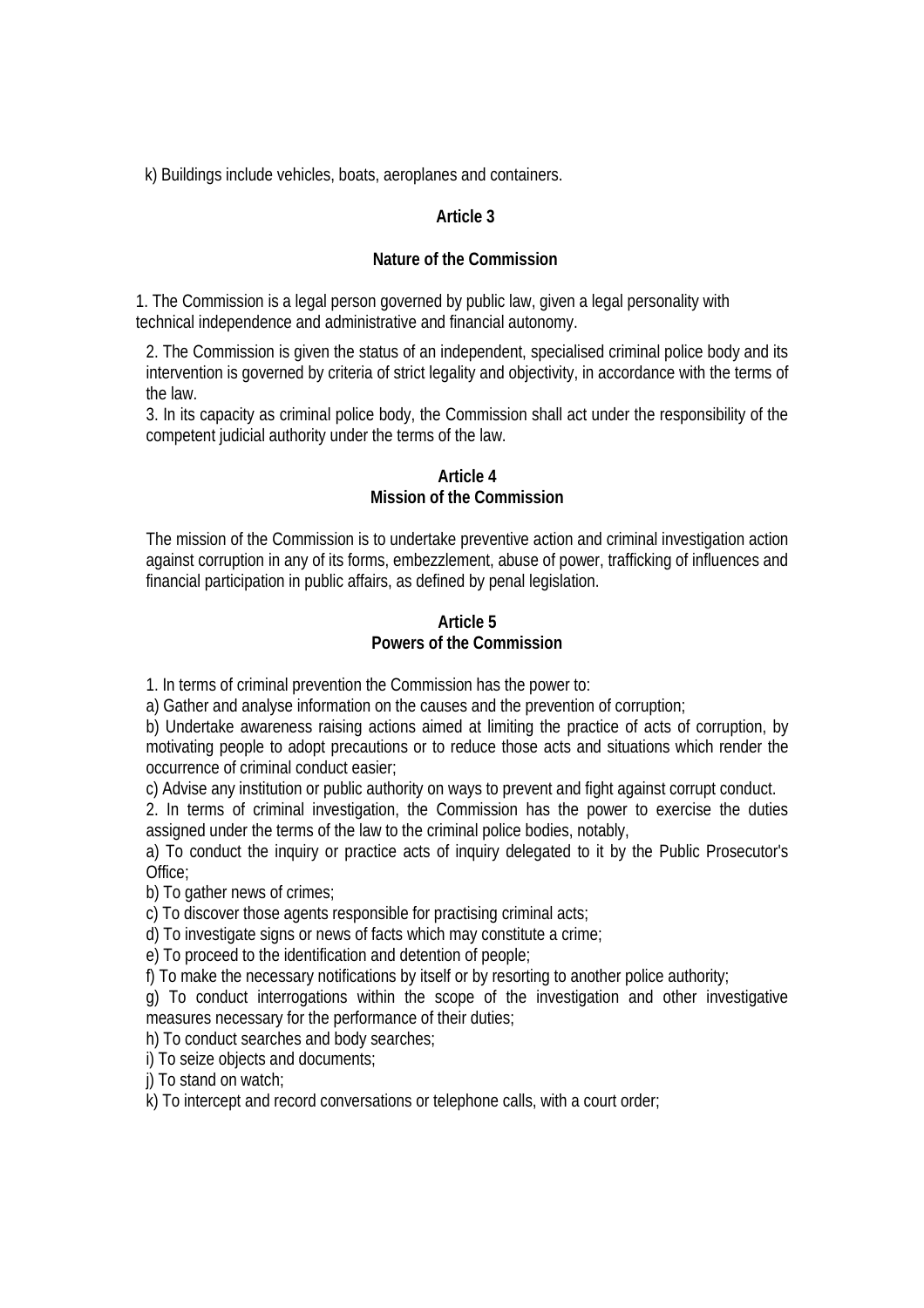k) Buildings include vehicles, boats, aeroplanes and containers.

## Article 3

## Nature of the Commission

1. The Commission is a legal person governed by public law, given a legal personality with technical independence and administrative and financial autonomy.

2. The Commission is given the status of an independent, specialised criminal police body and its intervention is governed by criteria of strict legality and objectivity, in accordance with the terms of the law.

3. In its capacity as criminal police body, the Commission shall act under the responsibility of the competent judicial authority under the terms of the law.

## Article 4
## Mission of the Commission

The mission of the Commission is to undertake preventive action and criminal investigation action against corruption in any of its forms, embezzlement, abuse of power, trafficking of influences and financial participation in public affairs, as defined by penal legislation.

## Article 5
## Powers of the Commission

1. In terms of criminal prevention the Commission has the power to:

a) Gather and analyse information on the causes and the prevention of corruption;

b) Undertake awareness raising actions aimed at limiting the practice of acts of corruption, by motivating people to adopt precautions or to reduce those acts and situations which render the occurrence of criminal conduct easier;

c) Advise any institution or public authority on ways to prevent and fight against corrupt conduct.

2. In terms of criminal investigation, the Commission has the power to exercise the duties assigned under the terms of the law to the criminal police bodies, notably,

a) To conduct the inquiry or practice acts of inquiry delegated to it by the Public Prosecutor's Office;

b) To gather news of crimes;

c) To discover those agents responsible for practising criminal acts;

d) To investigate signs or news of facts which may constitute a crime;

e) To proceed to the identification and detention of people;

f) To make the necessary notifications by itself or by resorting to another police authority;

g) To conduct interrogations within the scope of the investigation and other investigative measures necessary for the performance of their duties;

h) To conduct searches and body searches;

i) To seize objects and documents;

j) To stand on watch;

k) To intercept and record conversations or telephone calls, with a court order;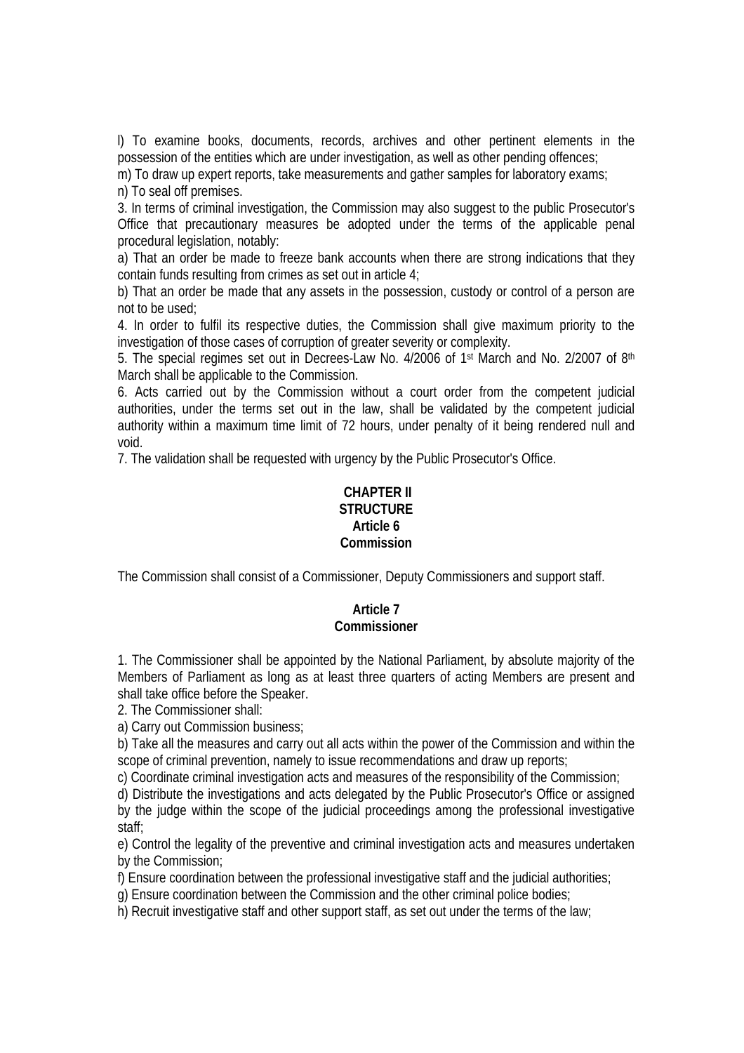l) To examine books, documents, records, archives and other pertinent elements in the possession of the entities which are under investigation, as well as other pending offences;

m) To draw up expert reports, take measurements and gather samples for laboratory exams;

n) To seal off premises.

3. In terms of criminal investigation, the Commission may also suggest to the public Prosecutor's Office that precautionary measures be adopted under the terms of the applicable penal procedural legislation, notably:

a) That an order be made to freeze bank accounts when there are strong indications that they contain funds resulting from crimes as set out in article 4;

b) That an order be made that any assets in the possession, custody or control of a person are not to be used;

4. In order to fulfil its respective duties, the Commission shall give maximum priority to the investigation of those cases of corruption of greater severity or complexity.

5. The special regimes set out in Decrees-Law No. 4/2006 of 1st March and No. 2/2007 of 8th March shall be applicable to the Commission.

6. Acts carried out by the Commission without a court order from the competent judicial authorities, under the terms set out in the law, shall be validated by the competent judicial authority within a maximum time limit of 72 hours, under penalty of it being rendered null and void.

7. The validation shall be requested with urgency by the Public Prosecutor's Office.

## CHAPTER II
## STRUCTURE
### Article 6
### Commission

The Commission shall consist of a Commissioner, Deputy Commissioners and support staff.

### Article 7
### Commissioner

1. The Commissioner shall be appointed by the National Parliament, by absolute majority of the Members of Parliament as long as at least three quarters of acting Members are present and shall take office before the Speaker.

2. The Commissioner shall:

a) Carry out Commission business;

b) Take all the measures and carry out all acts within the power of the Commission and within the scope of criminal prevention, namely to issue recommendations and draw up reports;

c) Coordinate criminal investigation acts and measures of the responsibility of the Commission;

d) Distribute the investigations and acts delegated by the Public Prosecutor's Office or assigned by the judge within the scope of the judicial proceedings among the professional investigative staff;

e) Control the legality of the preventive and criminal investigation acts and measures undertaken by the Commission;

f) Ensure coordination between the professional investigative staff and the judicial authorities;

g) Ensure coordination between the Commission and the other criminal police bodies;

h) Recruit investigative staff and other support staff, as set out under the terms of the law;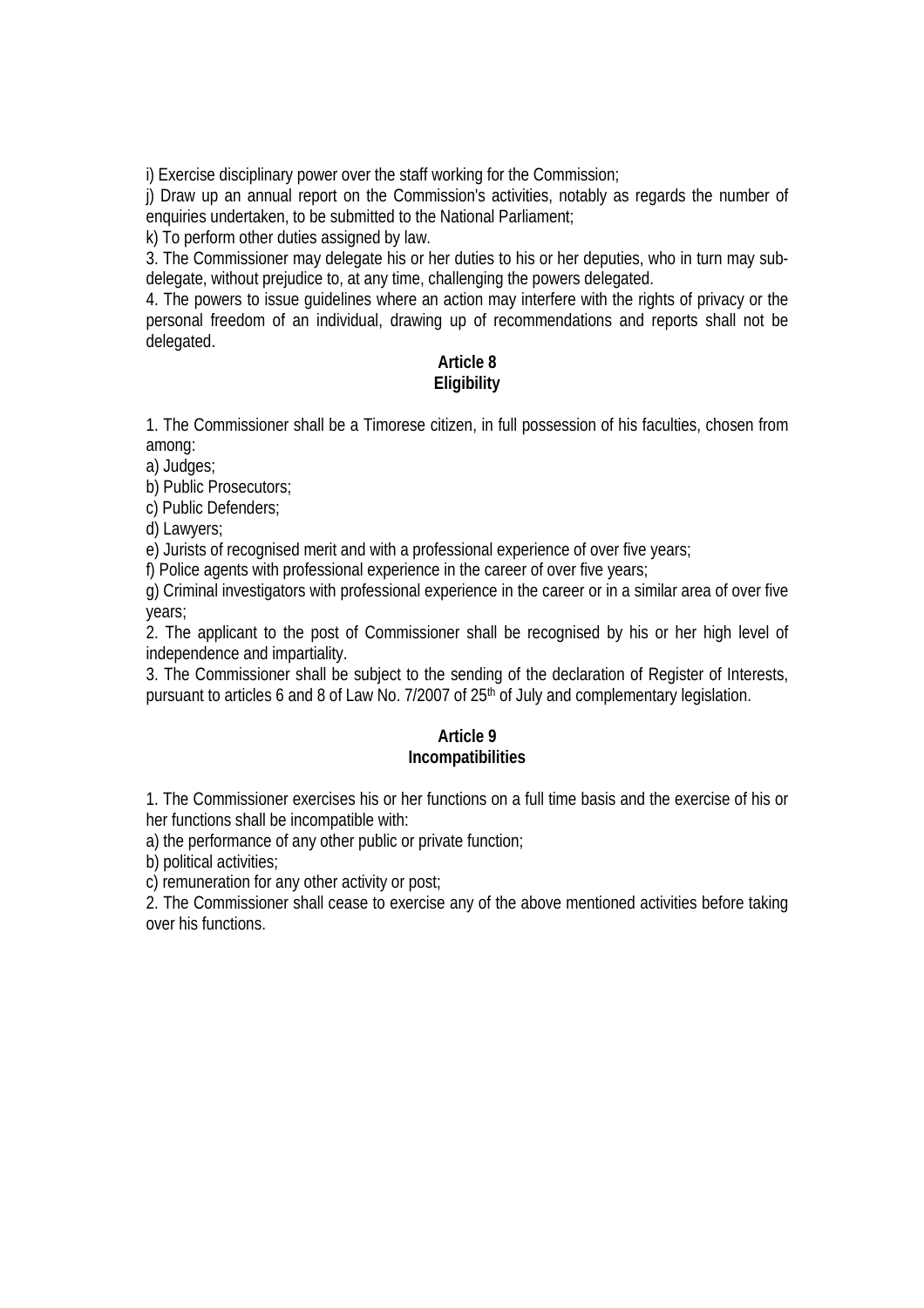i) Exercise disciplinary power over the staff working for the Commission;

j) Draw up an annual report on the Commission's activities, notably as regards the number of enquiries undertaken, to be submitted to the National Parliament;

k) To perform other duties assigned by law.

3. The Commissioner may delegate his or her duties to his or her deputies, who in turn may sub-delegate, without prejudice to, at any time, challenging the powers delegated.

4. The powers to issue guidelines where an action may interfere with the rights of privacy or the personal freedom of an individual, drawing up of recommendations and reports shall not be delegated.

### Article 8
### Eligibility

1. The Commissioner shall be a Timorese citizen, in full possession of his faculties, chosen from among:

a) Judges;

b) Public Prosecutors;

c) Public Defenders;

d) Lawyers;

e) Jurists of recognised merit and with a professional experience of over five years;

f) Police agents with professional experience in the career of over five years;

g) Criminal investigators with professional experience in the career or in a similar area of over five years;

2. The applicant to the post of Commissioner shall be recognised by his or her high level of independence and impartiality.

3. The Commissioner shall be subject to the sending of the declaration of Register of Interests, pursuant to articles 6 and 8 of Law No. 7/2007 of 25th of July and complementary legislation.

### Article 9
### Incompatibilities

1. The Commissioner exercises his or her functions on a full time basis and the exercise of his or her functions shall be incompatible with:

a) the performance of any other public or private function;

b) political activities;

c) remuneration for any other activity or post;

2. The Commissioner shall cease to exercise any of the above mentioned activities before taking over his functions.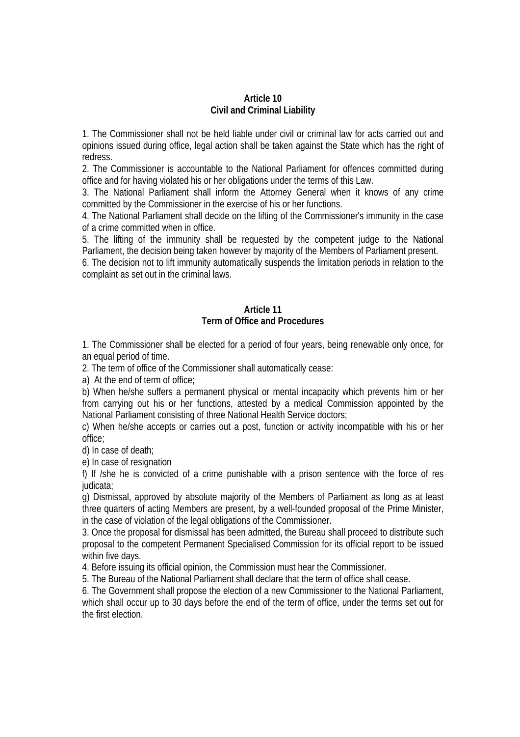## Article 10
## Civil and Criminal Liability

1. The Commissioner shall not be held liable under civil or criminal law for acts carried out and opinions issued during office, legal action shall be taken against the State which has the right of redress.
2. The Commissioner is accountable to the National Parliament for offences committed during office and for having violated his or her obligations under the terms of this Law.
3. The National Parliament shall inform the Attorney General when it knows of any crime committed by the Commissioner in the exercise of his or her functions.
4. The National Parliament shall decide on the lifting of the Commissioner's immunity in the case of a crime committed when in office.
5. The lifting of the immunity shall be requested by the competent judge to the National Parliament, the decision being taken however by majority of the Members of Parliament present.
6. The decision not to lift immunity automatically suspends the limitation periods in relation to the complaint as set out in the criminal laws.

## Article 11
## Term of Office and Procedures

1. The Commissioner shall be elected for a period of four years, being renewable only once, for an equal period of time.
2. The term of office of the Commissioner shall automatically cease:
a) At the end of term of office;
b) When he/she suffers a permanent physical or mental incapacity which prevents him or her from carrying out his or her functions, attested by a medical Commission appointed by the National Parliament consisting of three National Health Service doctors;
c) When he/she accepts or carries out a post, function or activity incompatible with his or her office;
d) In case of death;
e) In case of resignation
f) If /she he is convicted of a crime punishable with a prison sentence with the force of res judicata;
g) Dismissal, approved by absolute majority of the Members of Parliament as long as at least three quarters of acting Members are present, by a well-founded proposal of the Prime Minister, in the case of violation of the legal obligations of the Commissioner.
3. Once the proposal for dismissal has been admitted, the Bureau shall proceed to distribute such proposal to the competent Permanent Specialised Commission for its official report to be issued within five days.
4. Before issuing its official opinion, the Commission must hear the Commissioner.
5. The Bureau of the National Parliament shall declare that the term of office shall cease.
6. The Government shall propose the election of a new Commissioner to the National Parliament, which shall occur up to 30 days before the end of the term of office, under the terms set out for the first election.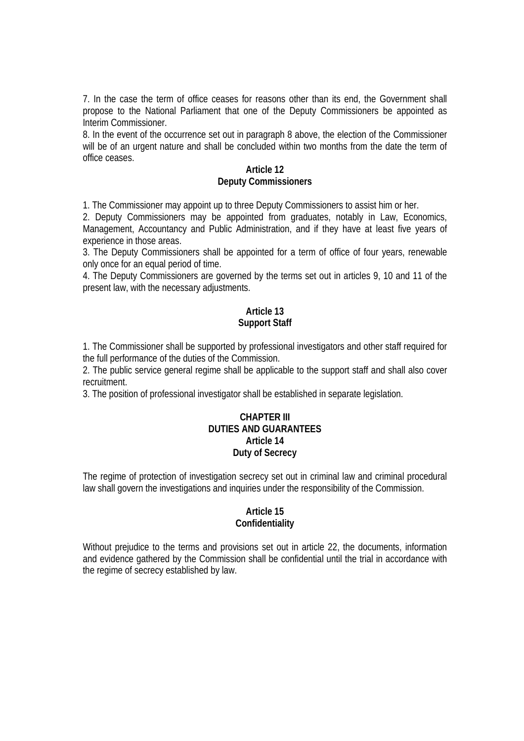7. In the case the term of office ceases for reasons other than its end, the Government shall propose to the National Parliament that one of the Deputy Commissioners be appointed as Interim Commissioner.

8. In the event of the occurrence set out in paragraph 8 above, the election of the Commissioner will be of an urgent nature and shall be concluded within two months from the date the term of office ceases.

**Article 12**
**Deputy Commissioners**

1. The Commissioner may appoint up to three Deputy Commissioners to assist him or her.

2. Deputy Commissioners may be appointed from graduates, notably in Law, Economics, Management, Accountancy and Public Administration, and if they have at least five years of experience in those areas.

3. The Deputy Commissioners shall be appointed for a term of office of four years, renewable only once for an equal period of time.

4. The Deputy Commissioners are governed by the terms set out in articles 9, 10 and 11 of the present law, with the necessary adjustments.

**Article 13**
**Support Staff**

1. The Commissioner shall be supported by professional investigators and other staff required for the full performance of the duties of the Commission.

2. The public service general regime shall be applicable to the support staff and shall also cover recruitment.

3. The position of professional investigator shall be established in separate legislation.

## CHAPTER III
## DUTIES AND GUARANTEES

**Article 14**
**Duty of Secrecy**

The regime of protection of investigation secrecy set out in criminal law and criminal procedural law shall govern the investigations and inquiries under the responsibility of the Commission.

**Article 15**
**Confidentiality**

Without prejudice to the terms and provisions set out in article 22, the documents, information and evidence gathered by the Commission shall be confidential until the trial in accordance with the regime of secrecy established by law.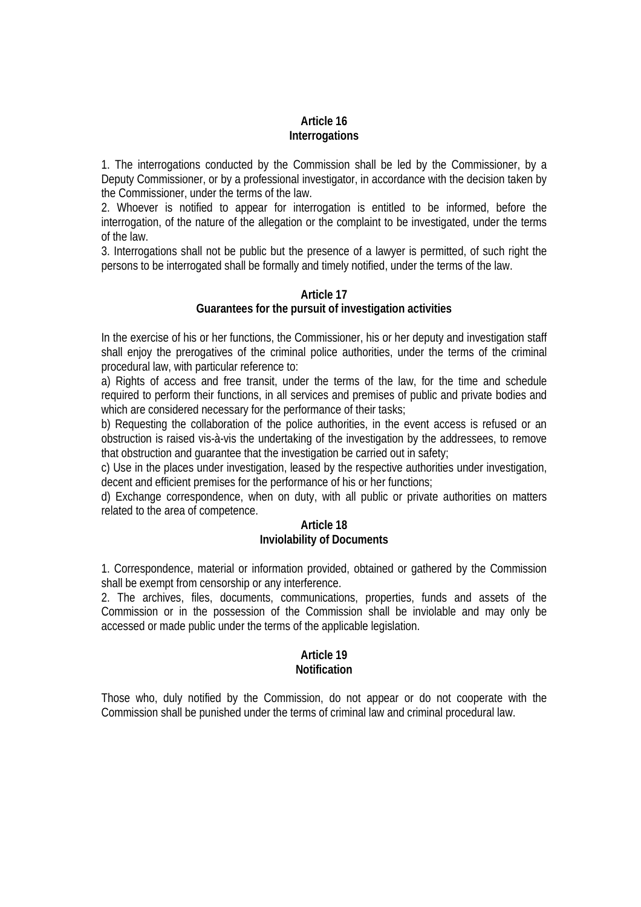### Article 16
### Interrogations

1. The interrogations conducted by the Commission shall be led by the Commissioner, by a Deputy Commissioner, or by a professional investigator, in accordance with the decision taken by the Commissioner, under the terms of the law.
2. Whoever is notified to appear for interrogation is entitled to be informed, before the interrogation, of the nature of the allegation or the complaint to be investigated, under the terms of the law.
3. Interrogations shall not be public but the presence of a lawyer is permitted, of such right the persons to be interrogated shall be formally and timely notified, under the terms of the law.

### Article 17
### Guarantees for the pursuit of investigation activities

In the exercise of his or her functions, the Commissioner, his or her deputy and investigation staff shall enjoy the prerogatives of the criminal police authorities, under the terms of the criminal procedural law, with particular reference to:

a) Rights of access and free transit, under the terms of the law, for the time and schedule required to perform their functions, in all services and premises of public and private bodies and which are considered necessary for the performance of their tasks;
b) Requesting the collaboration of the police authorities, in the event access is refused or an obstruction is raised vis-à-vis the undertaking of the investigation by the addressees, to remove that obstruction and guarantee that the investigation be carried out in safety;
c) Use in the places under investigation, leased by the respective authorities under investigation, decent and efficient premises for the performance of his or her functions;
d) Exchange correspondence, when on duty, with all public or private authorities on matters related to the area of competence.

### Article 18
### Inviolability of Documents

1. Correspondence, material or information provided, obtained or gathered by the Commission shall be exempt from censorship or any interference.
2. The archives, files, documents, communications, properties, funds and assets of the Commission or in the possession of the Commission shall be inviolable and may only be accessed or made public under the terms of the applicable legislation.

### Article 19
### Notification

Those who, duly notified by the Commission, do not appear or do not cooperate with the Commission shall be punished under the terms of criminal law and criminal procedural law.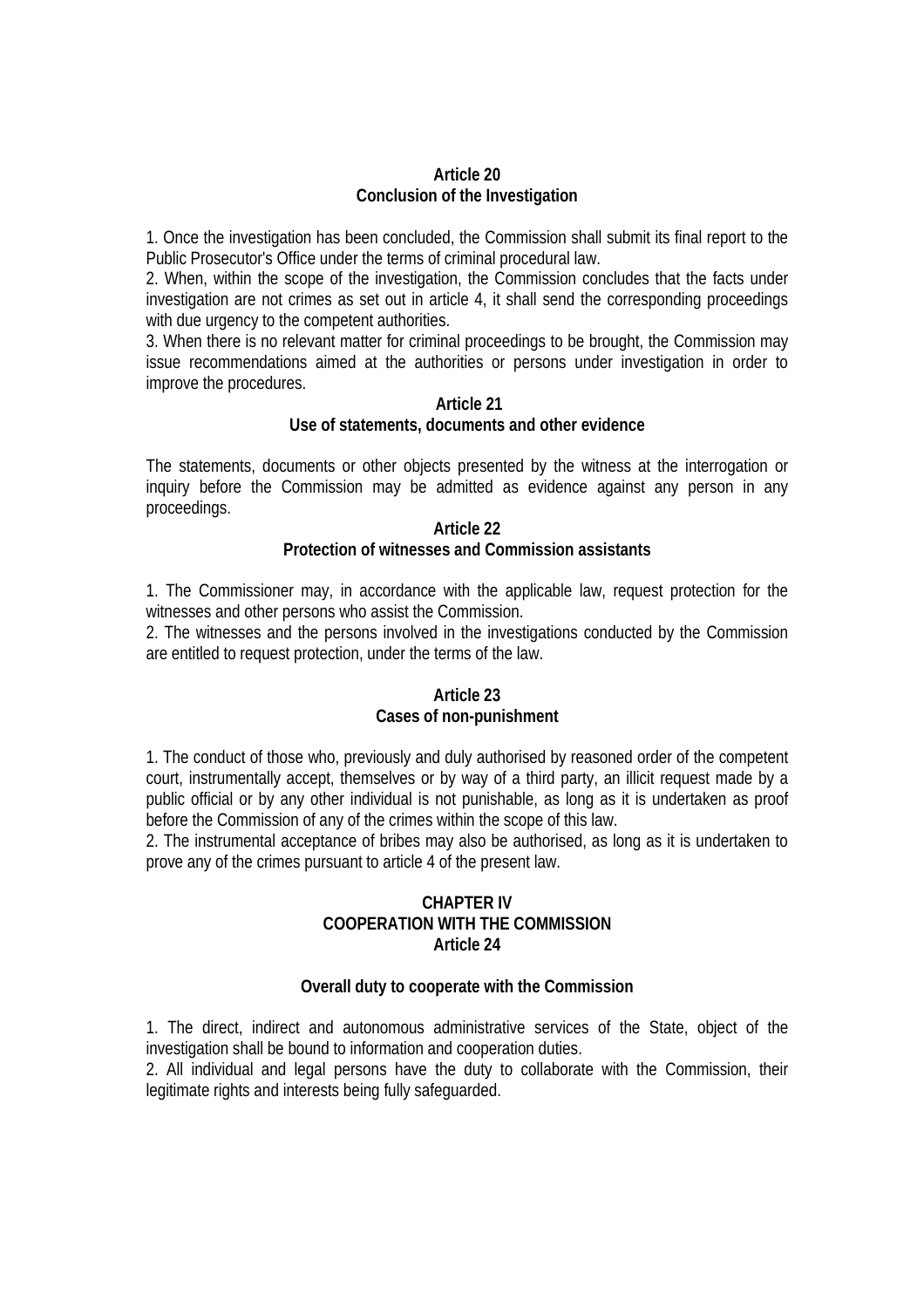### Article 20
### Conclusion of the Investigation

1. Once the investigation has been concluded, the Commission shall submit its final report to the Public Prosecutor's Office under the terms of criminal procedural law.
2. When, within the scope of the investigation, the Commission concludes that the facts under investigation are not crimes as set out in article 4, it shall send the corresponding proceedings with due urgency to the competent authorities.
3. When there is no relevant matter for criminal proceedings to be brought, the Commission may issue recommendations aimed at the authorities or persons under investigation in order to improve the procedures.

### Article 21
### Use of statements, documents and other evidence

The statements, documents or other objects presented by the witness at the interrogation or inquiry before the Commission may be admitted as evidence against any person in any proceedings.

### Article 22
### Protection of witnesses and Commission assistants

1. The Commissioner may, in accordance with the applicable law, request protection for the witnesses and other persons who assist the Commission.
2. The witnesses and the persons involved in the investigations conducted by the Commission are entitled to request protection, under the terms of the law.

### Article 23
### Cases of non-punishment

1. The conduct of those who, previously and duly authorised by reasoned order of the competent court, instrumentally accept, themselves or by way of a third party, an illicit request made by a public official or by any other individual is not punishable, as long as it is undertaken as proof before the Commission of any of the crimes within the scope of this law.
2. The instrumental acceptance of bribes may also be authorised, as long as it is undertaken to prove any of the crimes pursuant to article 4 of the present law.

## CHAPTER IV
## COOPERATION WITH THE COMMISSION

### Article 24

### Overall duty to cooperate with the Commission

1. The direct, indirect and autonomous administrative services of the State, object of the investigation shall be bound to information and cooperation duties.
2. All individual and legal persons have the duty to collaborate with the Commission, their legitimate rights and interests being fully safeguarded.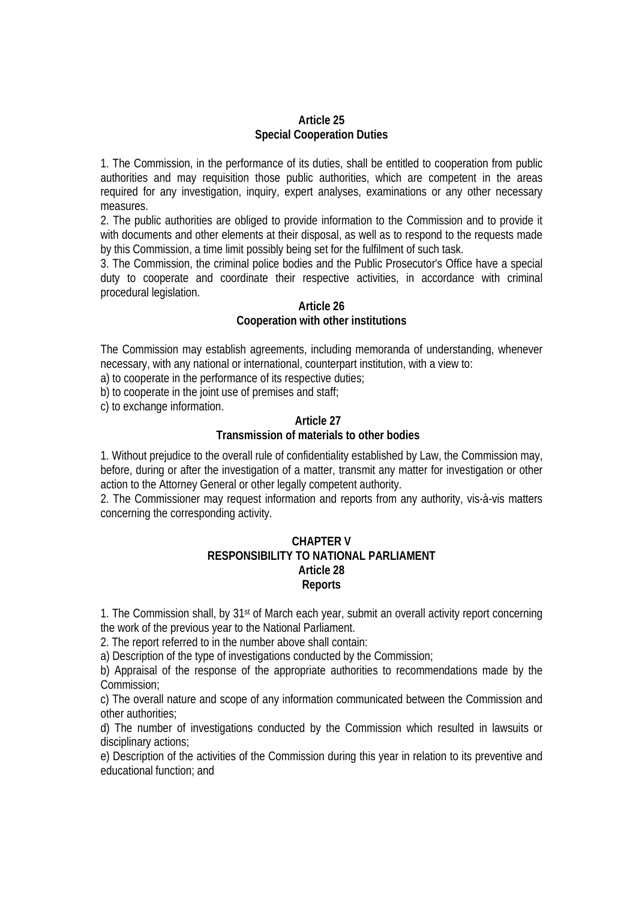### Article 25
### Special Cooperation Duties

1. The Commission, in the performance of its duties, shall be entitled to cooperation from public authorities and may requisition those public authorities, which are competent in the areas required for any investigation, inquiry, expert analyses, examinations or any other necessary measures.
2. The public authorities are obliged to provide information to the Commission and to provide it with documents and other elements at their disposal, as well as to respond to the requests made by this Commission, a time limit possibly being set for the fulfilment of such task.
3. The Commission, the criminal police bodies and the Public Prosecutor's Office have a special duty to cooperate and coordinate their respective activities, in accordance with criminal procedural legislation.

### Article 26
### Cooperation with other institutions

The Commission may establish agreements, including memoranda of understanding, whenever necessary, with any national or international, counterpart institution, with a view to:
a) to cooperate in the performance of its respective duties;
b) to cooperate in the joint use of premises and staff;
c) to exchange information.

### Article 27
### Transmission of materials to other bodies

1. Without prejudice to the overall rule of confidentiality established by Law, the Commission may, before, during or after the investigation of a matter, transmit any matter for investigation or other action to the Attorney General or other legally competent authority.
2. The Commissioner may request information and reports from any authority, vis-à-vis matters concerning the corresponding activity.

## CHAPTER V
## RESPONSIBILITY TO NATIONAL PARLIAMENT
### Article 28
### Reports

1. The Commission shall, by 31st of March each year, submit an overall activity report concerning the work of the previous year to the National Parliament.
2. The report referred to in the number above shall contain:
a) Description of the type of investigations conducted by the Commission;
b) Appraisal of the response of the appropriate authorities to recommendations made by the Commission;
c) The overall nature and scope of any information communicated between the Commission and other authorities;
d) The number of investigations conducted by the Commission which resulted in lawsuits or disciplinary actions;
e) Description of the activities of the Commission during this year in relation to its preventive and educational function; and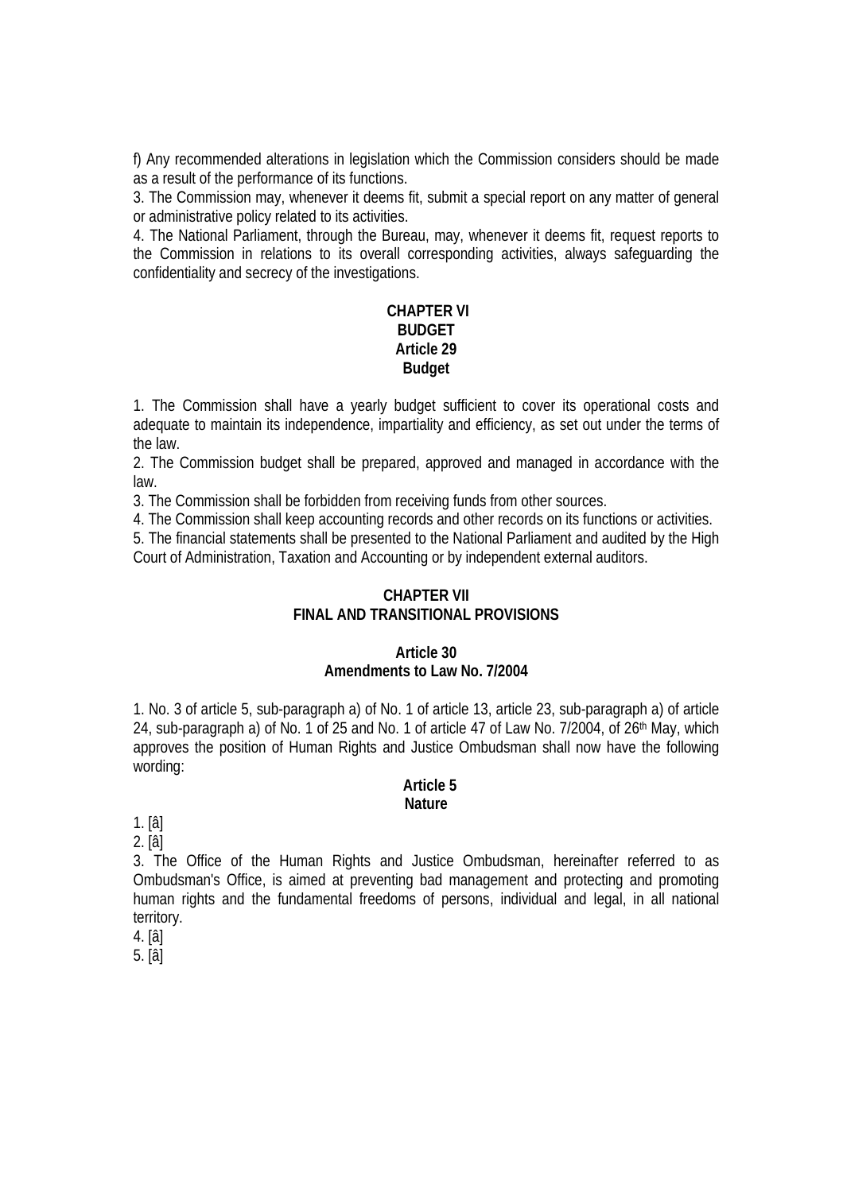f) Any recommended alterations in legislation which the Commission considers should be made as a result of the performance of its functions.

3. The Commission may, whenever it deems fit, submit a special report on any matter of general or administrative policy related to its activities.

4. The National Parliament, through the Bureau, may, whenever it deems fit, request reports to the Commission in relations to its overall corresponding activities, always safeguarding the confidentiality and secrecy of the investigations.

## CHAPTER VI
## BUDGET
### Article 29
### Budget

1. The Commission shall have a yearly budget sufficient to cover its operational costs and adequate to maintain its independence, impartiality and efficiency, as set out under the terms of the law.

2. The Commission budget shall be prepared, approved and managed in accordance with the law.

3. The Commission shall be forbidden from receiving funds from other sources.

4. The Commission shall keep accounting records and other records on its functions or activities.

5. The financial statements shall be presented to the National Parliament and audited by the High Court of Administration, Taxation and Accounting or by independent external auditors.

## CHAPTER VII
## FINAL AND TRANSITIONAL PROVISIONS

### Article 30
### Amendments to Law No. 7/2004

1. No. 3 of article 5, sub-paragraph a) of No. 1 of article 13, article 23, sub-paragraph a) of article 24, sub-paragraph a) of No. 1 of 25 and No. 1 of article 47 of Law No. 7/2004, of 26th May, which approves the position of Human Rights and Justice Ombudsman shall now have the following wording:

### Article 5
### Nature

1. [â]

2. [â]

3. The Office of the Human Rights and Justice Ombudsman, hereinafter referred to as Ombudsman's Office, is aimed at preventing bad management and protecting and promoting human rights and the fundamental freedoms of persons, individual and legal, in all national territory.

4. [â]

5. [â]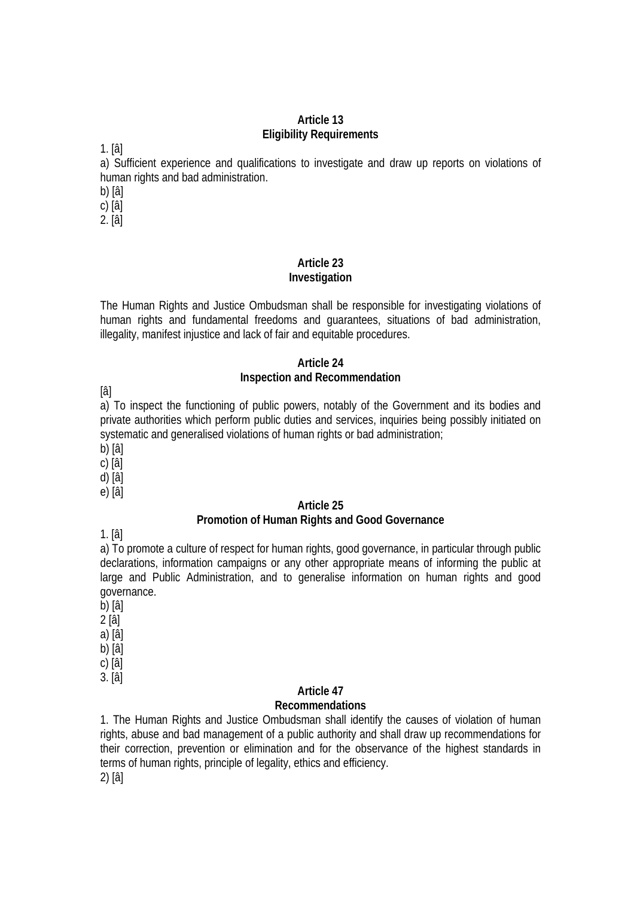**Article 13**
**Eligibility Requirements**

1. [â]

a) Sufficient experience and qualifications to investigate and draw up reports on violations of human rights and bad administration.

b) [â]

c) [â]

2. [â]

**Article 23**
**Investigation**

The Human Rights and Justice Ombudsman shall be responsible for investigating violations of human rights and fundamental freedoms and guarantees, situations of bad administration, illegality, manifest injustice and lack of fair and equitable procedures.

**Article 24**
**Inspection and Recommendation**

[â]

a) To inspect the functioning of public powers, notably of the Government and its bodies and private authorities which perform public duties and services, inquiries being possibly initiated on systematic and generalised violations of human rights or bad administration;

b) [â]

c) [â]

d) [â]

e) [â]

**Article 25**
**Promotion of Human Rights and Good Governance**

1. [â]

a) To promote a culture of respect for human rights, good governance, in particular through public declarations, information campaigns or any other appropriate means of informing the public at large and Public Administration, and to generalise information on human rights and good governance.

b) [â]

2 [â]

a) [â]

b) [â]

c) [â]

3. [â]

**Article 47**
**Recommendations**

1. The Human Rights and Justice Ombudsman shall identify the causes of violation of human rights, abuse and bad management of a public authority and shall draw up recommendations for their correction, prevention or elimination and for the observance of the highest standards in terms of human rights, principle of legality, ethics and efficiency.

2) [â]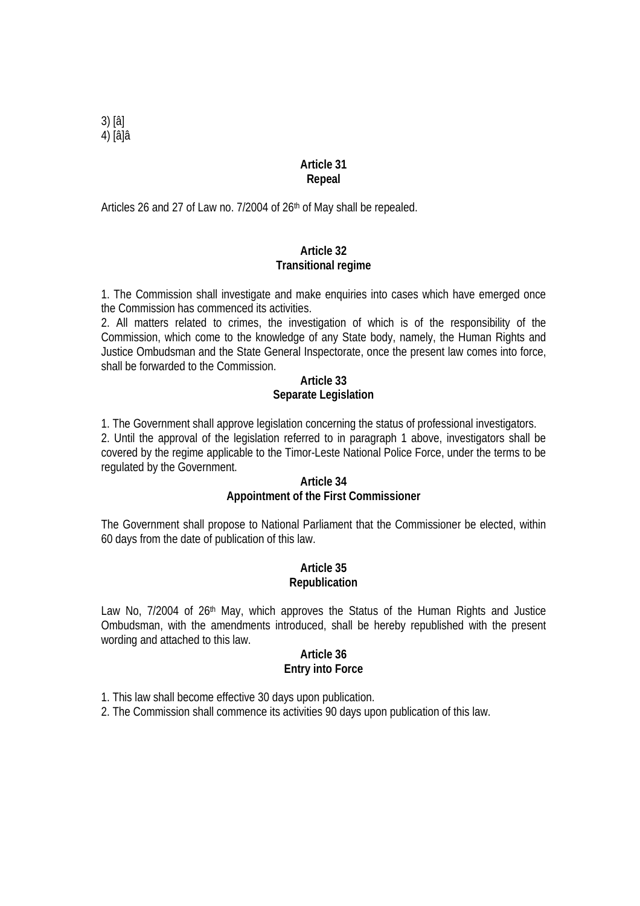3) [â]
4) [â]â

**Article 31**
**Repeal**

Articles 26 and 27 of Law no. 7/2004 of 26th of May shall be repealed.

**Article 32**
**Transitional regime**

1. The Commission shall investigate and make enquiries into cases which have emerged once the Commission has commenced its activities.
2. All matters related to crimes, the investigation of which is of the responsibility of the Commission, which come to the knowledge of any State body, namely, the Human Rights and Justice Ombudsman and the State General Inspectorate, once the present law comes into force, shall be forwarded to the Commission.

**Article 33**
**Separate Legislation**

1. The Government shall approve legislation concerning the status of professional investigators.
2. Until the approval of the legislation referred to in paragraph 1 above, investigators shall be covered by the regime applicable to the Timor-Leste National Police Force, under the terms to be regulated by the Government.

**Article 34**
**Appointment of the First Commissioner**

The Government shall propose to National Parliament that the Commissioner be elected, within 60 days from the date of publication of this law.

**Article 35**
**Republication**

Law No, 7/2004 of 26th May, which approves the Status of the Human Rights and Justice Ombudsman, with the amendments introduced, shall be hereby republished with the present wording and attached to this law.

**Article 36**
**Entry into Force**

1. This law shall become effective 30 days upon publication.
2. The Commission shall commence its activities 90 days upon publication of this law.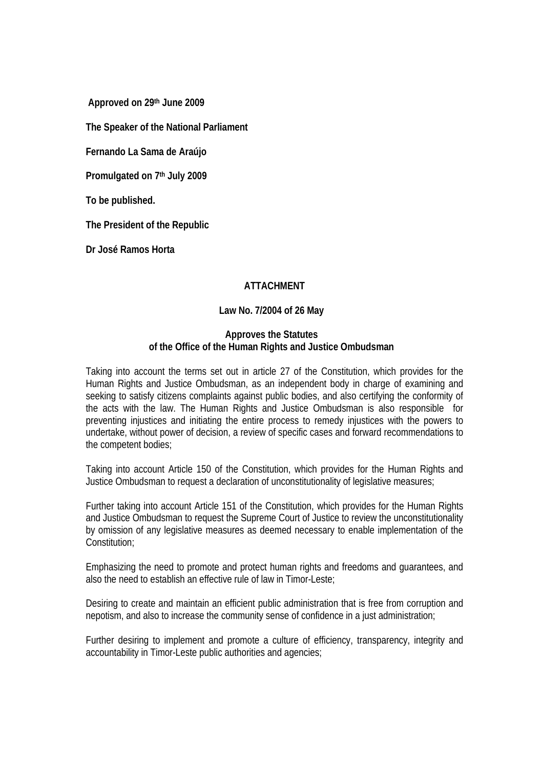**Approved on 29th June 2009**

**The Speaker of the National Parliament**

**Fernando La Sama de Araújo**

**Promulgated on 7th July 2009**

**To be published.**

**The President of the Republic**

**Dr José Ramos Horta**

**ATTACHMENT**

**Law No. 7/2004 of 26 May**

**Approves the Statutes of the Office of the Human Rights and Justice Ombudsman**

Taking into account the terms set out in article 27 of the Constitution, which provides for the Human Rights and Justice Ombudsman, as an independent body in charge of examining and seeking to satisfy citizens complaints against public bodies, and also certifying the conformity of the acts with the law. The Human Rights and Justice Ombudsman is also responsible for preventing injustices and initiating the entire process to remedy injustices with the powers to undertake, without power of decision, a review of specific cases and forward recommendations to the competent bodies;

Taking into account Article 150 of the Constitution, which provides for the Human Rights and Justice Ombudsman to request a declaration of unconstitutionality of legislative measures;

Further taking into account Article 151 of the Constitution, which provides for the Human Rights and Justice Ombudsman to request the Supreme Court of Justice to review the unconstitutionality by omission of any legislative measures as deemed necessary to enable implementation of the Constitution;

Emphasizing the need to promote and protect human rights and freedoms and guarantees, and also the need to establish an effective rule of law in Timor-Leste;

Desiring to create and maintain an efficient public administration that is free from corruption and nepotism, and also to increase the community sense of confidence in a just administration;

Further desiring to implement and promote a culture of efficiency, transparency, integrity and accountability in Timor-Leste public authorities and agencies;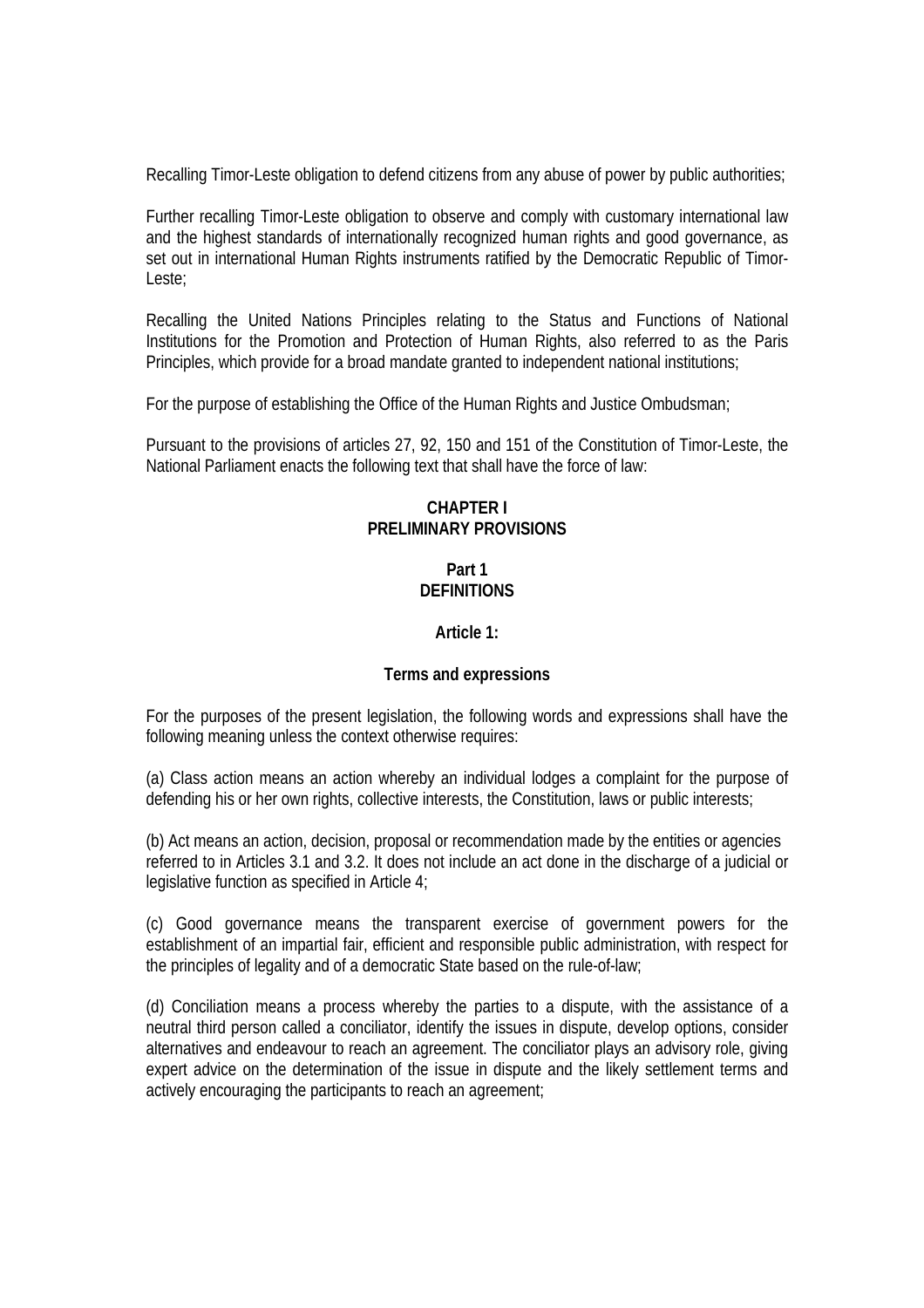Recalling Timor-Leste obligation to defend citizens from any abuse of power by public authorities;

Further recalling Timor-Leste obligation to observe and comply with customary international law and the highest standards of internationally recognized human rights and good governance, as set out in international Human Rights instruments ratified by the Democratic Republic of Timor-Leste;

Recalling the United Nations Principles relating to the Status and Functions of National Institutions for the Promotion and Protection of Human Rights, also referred to as the Paris Principles, which provide for a broad mandate granted to independent national institutions;

For the purpose of establishing the Office of the Human Rights and Justice Ombudsman;

Pursuant to the provisions of articles 27, 92, 150 and 151 of the Constitution of Timor-Leste, the National Parliament enacts the following text that shall have the force of law:

## CHAPTER I
## PRELIMINARY PROVISIONS

### Part 1
### DEFINITIONS

#### Article 1:

#### Terms and expressions

For the purposes of the present legislation, the following words and expressions shall have the following meaning unless the context otherwise requires:

(a) Class action means an action whereby an individual lodges a complaint for the purpose of defending his or her own rights, collective interests, the Constitution, laws or public interests;

(b) Act means an action, decision, proposal or recommendation made by the entities or agencies referred to in Articles 3.1 and 3.2. It does not include an act done in the discharge of a judicial or legislative function as specified in Article 4;

(c) Good governance means the transparent exercise of government powers for the establishment of an impartial fair, efficient and responsible public administration, with respect for the principles of legality and of a democratic State based on the rule-of-law;

(d) Conciliation means a process whereby the parties to a dispute, with the assistance of a neutral third person called a conciliator, identify the issues in dispute, develop options, consider alternatives and endeavour to reach an agreement. The conciliator plays an advisory role, giving expert advice on the determination of the issue in dispute and the likely settlement terms and actively encouraging the participants to reach an agreement;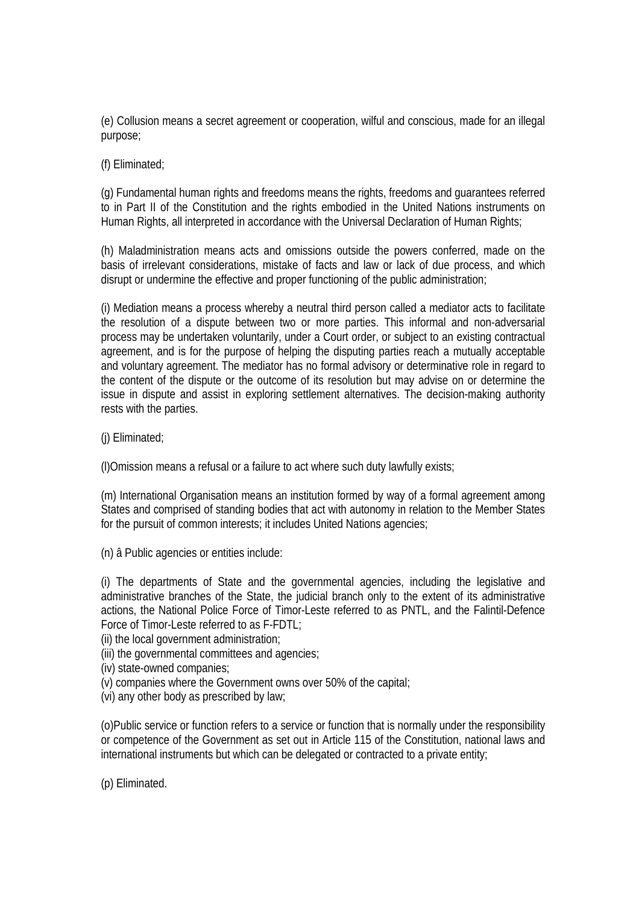(e) Collusion means a secret agreement or cooperation, wilful and conscious, made for an illegal purpose;

(f) Eliminated;

(g) Fundamental human rights and freedoms means the rights, freedoms and guarantees referred to in Part II of the Constitution and the rights embodied in the United Nations instruments on Human Rights, all interpreted in accordance with the Universal Declaration of Human Rights;

(h) Maladministration means acts and omissions outside the powers conferred, made on the basis of irrelevant considerations, mistake of facts and law or lack of due process, and which disrupt or undermine the effective and proper functioning of the public administration;

(i) Mediation means a process whereby a neutral third person called a mediator acts to facilitate the resolution of a dispute between two or more parties. This informal and non-adversarial process may be undertaken voluntarily, under a Court order, or subject to an existing contractual agreement, and is for the purpose of helping the disputing parties reach a mutually acceptable and voluntary agreement. The mediator has no formal advisory or determinative role in regard to the content of the dispute or the outcome of its resolution but may advise on or determine the issue in dispute and assist in exploring settlement alternatives. The decision-making authority rests with the parties.

(j) Eliminated;

(l)Omission means a refusal or a failure to act where such duty lawfully exists;

(m) International Organisation means an institution formed by way of a formal agreement among States and comprised of standing bodies that act with autonomy in relation to the Member States for the pursuit of common interests; it includes United Nations agencies;

(n) â Public agencies or entities include:

(i) The departments of State and the governmental agencies, including the legislative and administrative branches of the State, the judicial branch only to the extent of its administrative actions, the National Police Force of Timor-Leste referred to as PNTL, and the Falintil-Defence Force of Timor-Leste referred to as F-FDTL;
(ii) the local government administration;
(iii) the governmental committees and agencies;
(iv) state-owned companies;
(v) companies where the Government owns over 50% of the capital;
(vi) any other body as prescribed by law;

(o)Public service or function refers to a service or function that is normally under the responsibility or competence of the Government as set out in Article 115 of the Constitution, national laws and international instruments but which can be delegated or contracted to a private entity;

(p) Eliminated.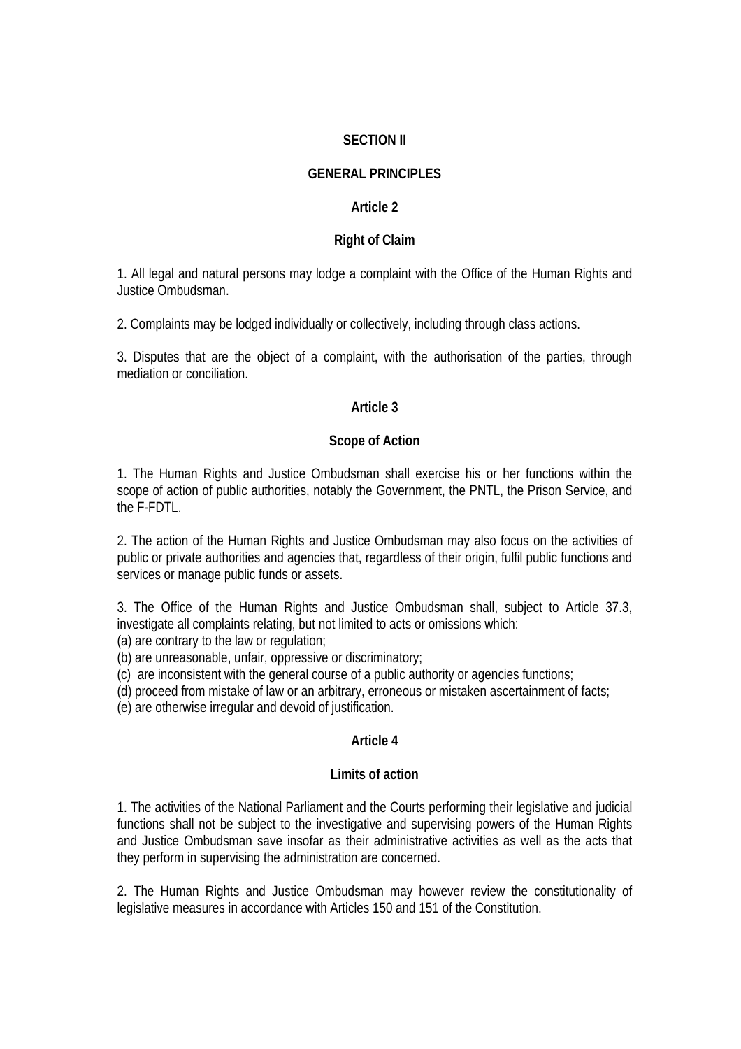## SECTION II

## GENERAL PRINCIPLES

### Article 2

### Right of Claim

1. All legal and natural persons may lodge a complaint with the Office of the Human Rights and Justice Ombudsman.

2. Complaints may be lodged individually or collectively, including through class actions.

3. Disputes that are the object of a complaint, with the authorisation of the parties, through mediation or conciliation.

### Article 3

### Scope of Action

1. The Human Rights and Justice Ombudsman shall exercise his or her functions within the scope of action of public authorities, notably the Government, the PNTL, the Prison Service, and the F-FDTL.

2. The action of the Human Rights and Justice Ombudsman may also focus on the activities of public or private authorities and agencies that, regardless of their origin, fulfil public functions and services or manage public funds or assets.

3. The Office of the Human Rights and Justice Ombudsman shall, subject to Article 37.3, investigate all complaints relating, but not limited to acts or omissions which:
(a) are contrary to the law or regulation;
(b) are unreasonable, unfair, oppressive or discriminatory;
(c) are inconsistent with the general course of a public authority or agencies functions;
(d) proceed from mistake of law or an arbitrary, erroneous or mistaken ascertainment of facts;
(e) are otherwise irregular and devoid of justification.

### Article 4

### Limits of action

1. The activities of the National Parliament and the Courts performing their legislative and judicial functions shall not be subject to the investigative and supervising powers of the Human Rights and Justice Ombudsman save insofar as their administrative activities as well as the acts that they perform in supervising the administration are concerned.

2. The Human Rights and Justice Ombudsman may however review the constitutionality of legislative measures in accordance with Articles 150 and 151 of the Constitution.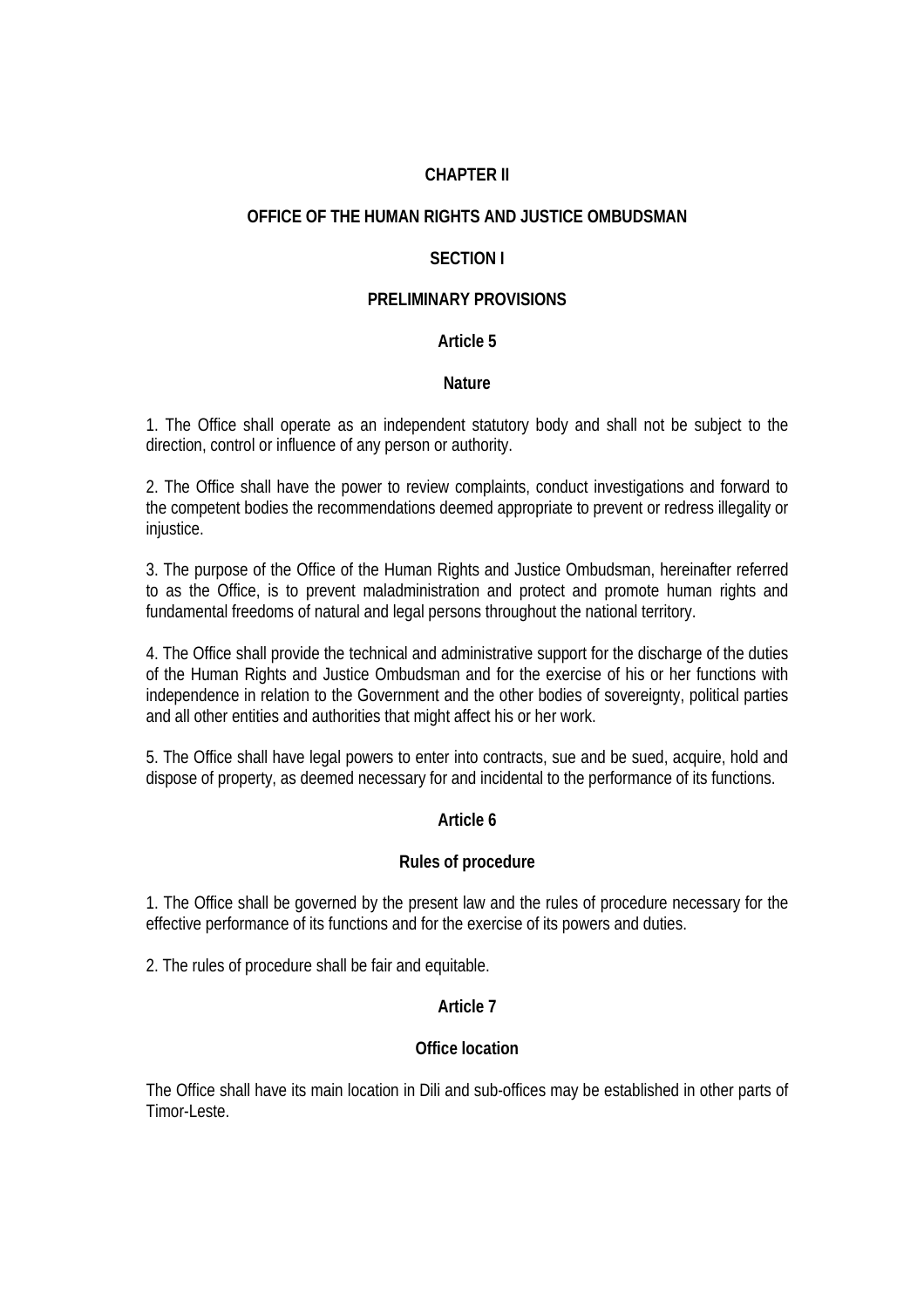# CHAPTER II

# OFFICE OF THE HUMAN RIGHTS AND JUSTICE OMBUDSMAN

## SECTION I

## PRELIMINARY PROVISIONS

### Article 5

### Nature

1. The Office shall operate as an independent statutory body and shall not be subject to the direction, control or influence of any person or authority.

2. The Office shall have the power to review complaints, conduct investigations and forward to the competent bodies the recommendations deemed appropriate to prevent or redress illegality or injustice.

3. The purpose of the Office of the Human Rights and Justice Ombudsman, hereinafter referred to as the Office, is to prevent maladministration and protect and promote human rights and fundamental freedoms of natural and legal persons throughout the national territory.

4. The Office shall provide the technical and administrative support for the discharge of the duties of the Human Rights and Justice Ombudsman and for the exercise of his or her functions with independence in relation to the Government and the other bodies of sovereignty, political parties and all other entities and authorities that might affect his or her work.

5. The Office shall have legal powers to enter into contracts, sue and be sued, acquire, hold and dispose of property, as deemed necessary for and incidental to the performance of its functions.

### Article 6

### Rules of procedure

1. The Office shall be governed by the present law and the rules of procedure necessary for the effective performance of its functions and for the exercise of its powers and duties.

2. The rules of procedure shall be fair and equitable.

### Article 7

### Office location

The Office shall have its main location in Dili and sub-offices may be established in other parts of Timor-Leste.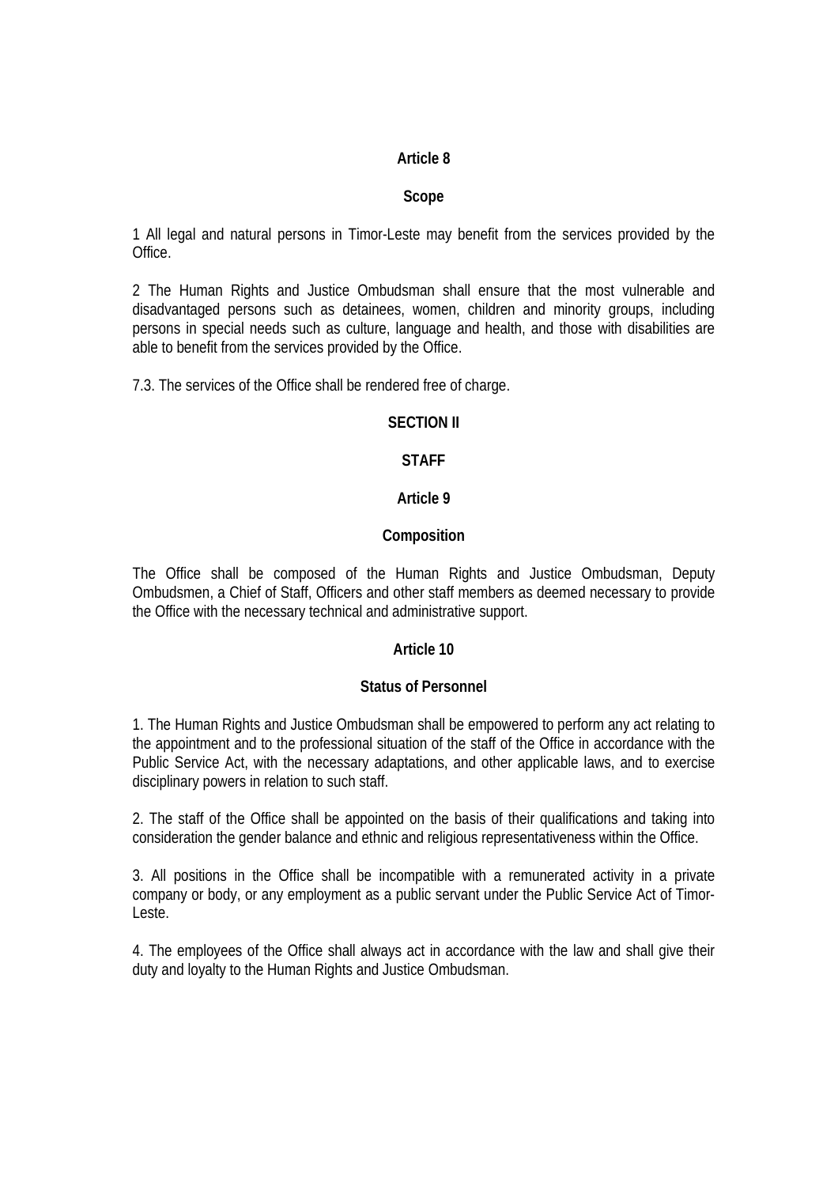**Article 8**

**Scope**

1 All legal and natural persons in Timor-Leste may benefit from the services provided by the Office.

2 The Human Rights and Justice Ombudsman shall ensure that the most vulnerable and disadvantaged persons such as detainees, women, children and minority groups, including persons in special needs such as culture, language and health, and those with disabilities are able to benefit from the services provided by the Office.

7.3. The services of the Office shall be rendered free of charge.

**SECTION II**

**STAFF**

**Article 9**

**Composition**

The Office shall be composed of the Human Rights and Justice Ombudsman, Deputy Ombudsmen, a Chief of Staff, Officers and other staff members as deemed necessary to provide the Office with the necessary technical and administrative support.

**Article 10**

**Status of Personnel**

1. The Human Rights and Justice Ombudsman shall be empowered to perform any act relating to the appointment and to the professional situation of the staff of the Office in accordance with the Public Service Act, with the necessary adaptations, and other applicable laws, and to exercise disciplinary powers in relation to such staff.

2. The staff of the Office shall be appointed on the basis of their qualifications and taking into consideration the gender balance and ethnic and religious representativeness within the Office.

3. All positions in the Office shall be incompatible with a remunerated activity in a private company or body, or any employment as a public servant under the Public Service Act of Timor-Leste.

4. The employees of the Office shall always act in accordance with the law and shall give their duty and loyalty to the Human Rights and Justice Ombudsman.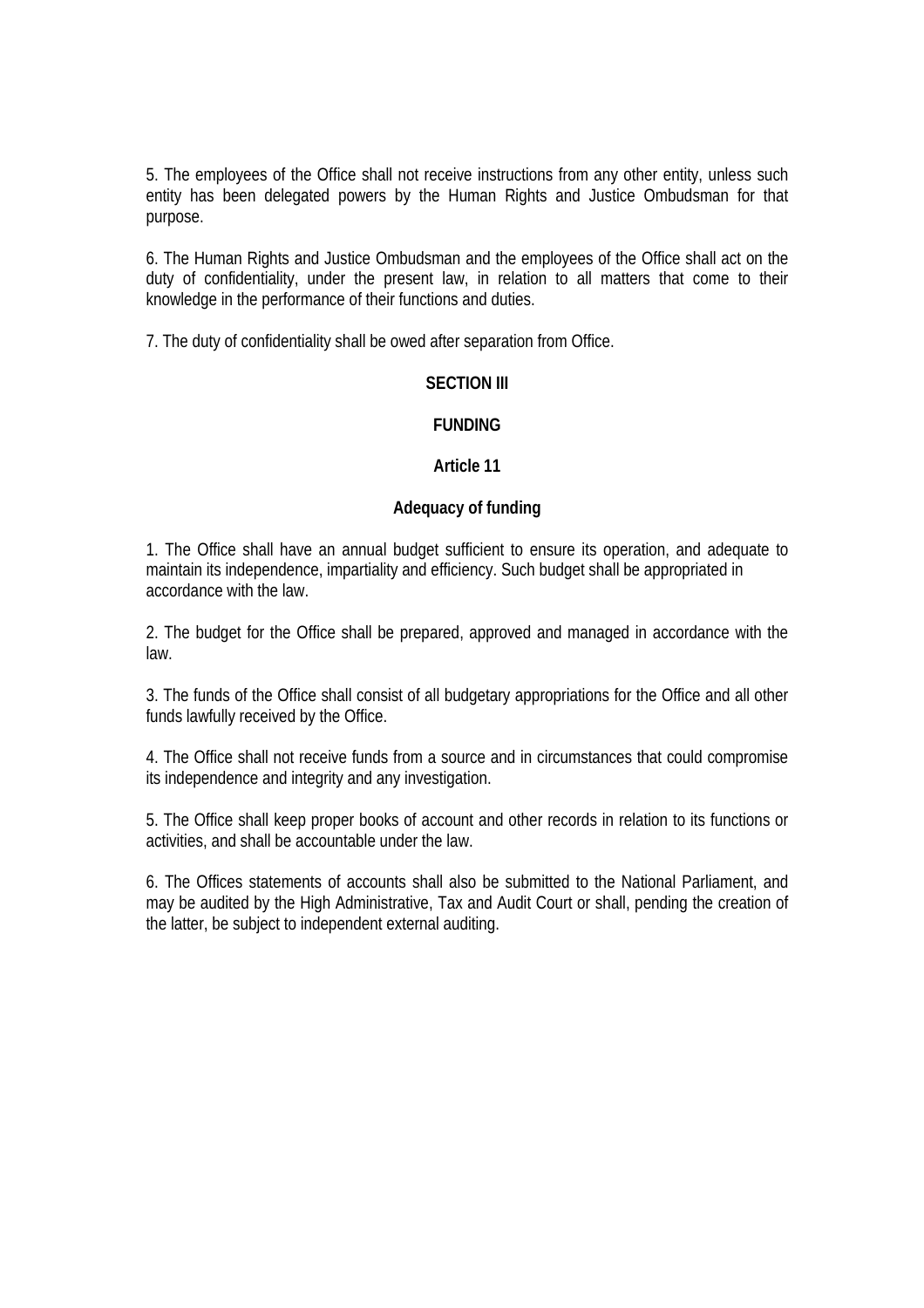5. The employees of the Office shall not receive instructions from any other entity, unless such entity has been delegated powers by the Human Rights and Justice Ombudsman for that purpose.

6. The Human Rights and Justice Ombudsman and the employees of the Office shall act on the duty of confidentiality, under the present law, in relation to all matters that come to their knowledge in the performance of their functions and duties.

7. The duty of confidentiality shall be owed after separation from Office.

## SECTION III

## FUNDING

### Article 11

### Adequacy of funding

1. The Office shall have an annual budget sufficient to ensure its operation, and adequate to maintain its independence, impartiality and efficiency. Such budget shall be appropriated in accordance with the law.

2. The budget for the Office shall be prepared, approved and managed in accordance with the law.

3. The funds of the Office shall consist of all budgetary appropriations for the Office and all other funds lawfully received by the Office.

4. The Office shall not receive funds from a source and in circumstances that could compromise its independence and integrity and any investigation.

5. The Office shall keep proper books of account and other records in relation to its functions or activities, and shall be accountable under the law.

6. The Offices statements of accounts shall also be submitted to the National Parliament, and may be audited by the High Administrative, Tax and Audit Court or shall, pending the creation of the latter, be subject to independent external auditing.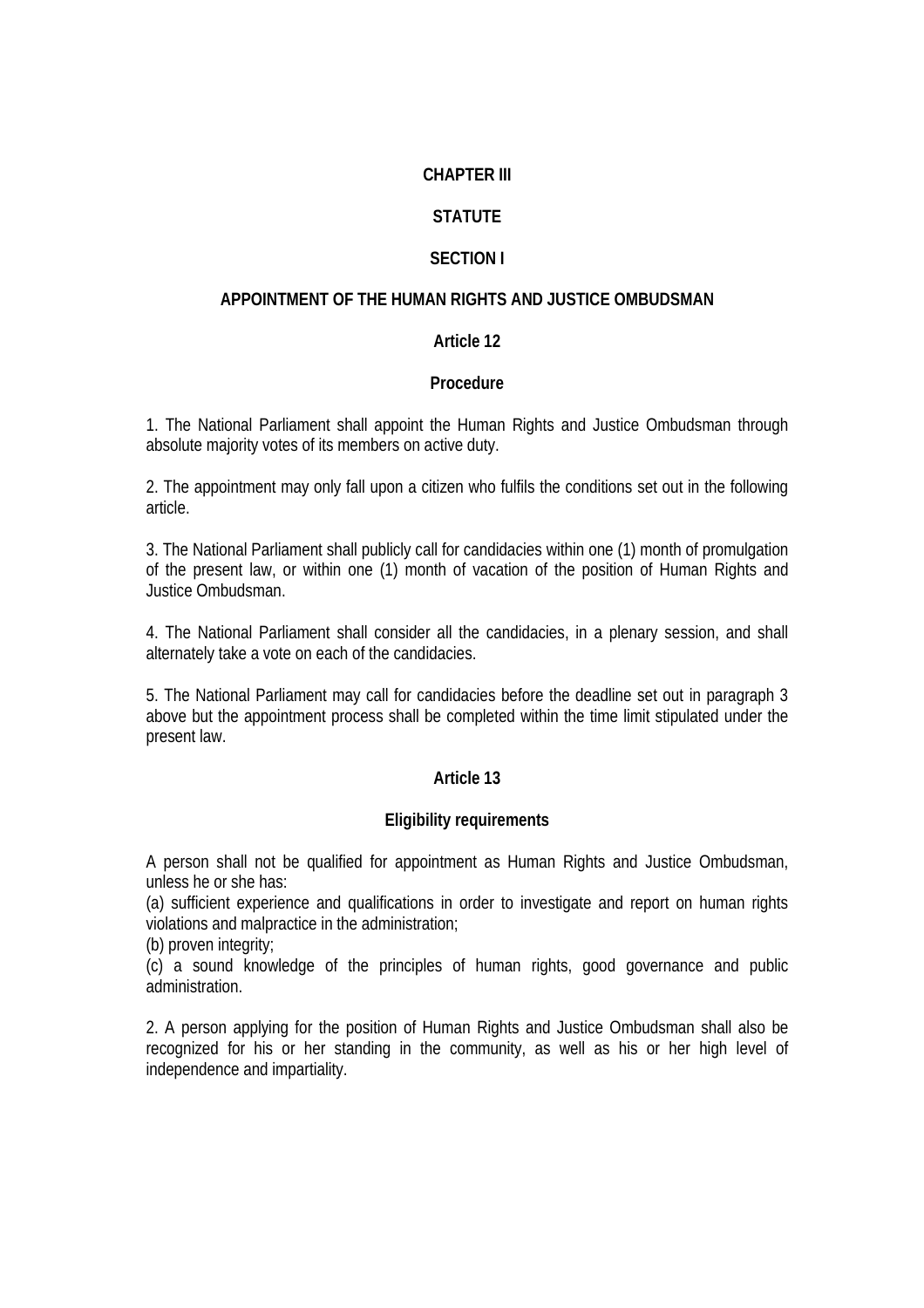# CHAPTER III

# STATUTE

## SECTION I

## APPOINTMENT OF THE HUMAN RIGHTS AND JUSTICE OMBUDSMAN

### Article 12

### Procedure

1. The National Parliament shall appoint the Human Rights and Justice Ombudsman through absolute majority votes of its members on active duty.

2. The appointment may only fall upon a citizen who fulfils the conditions set out in the following article.

3. The National Parliament shall publicly call for candidacies within one (1) month of promulgation of the present law, or within one (1) month of vacation of the position of Human Rights and Justice Ombudsman.

4. The National Parliament shall consider all the candidacies, in a plenary session, and shall alternately take a vote on each of the candidacies.

5. The National Parliament may call for candidacies before the deadline set out in paragraph 3 above but the appointment process shall be completed within the time limit stipulated under the present law.

### Article 13

### Eligibility requirements

A person shall not be qualified for appointment as Human Rights and Justice Ombudsman, unless he or she has:
(a) sufficient experience and qualifications in order to investigate and report on human rights violations and malpractice in the administration;
(b) proven integrity;
(c) a sound knowledge of the principles of human rights, good governance and public administration.

2. A person applying for the position of Human Rights and Justice Ombudsman shall also be recognized for his or her standing in the community, as well as his or her high level of independence and impartiality.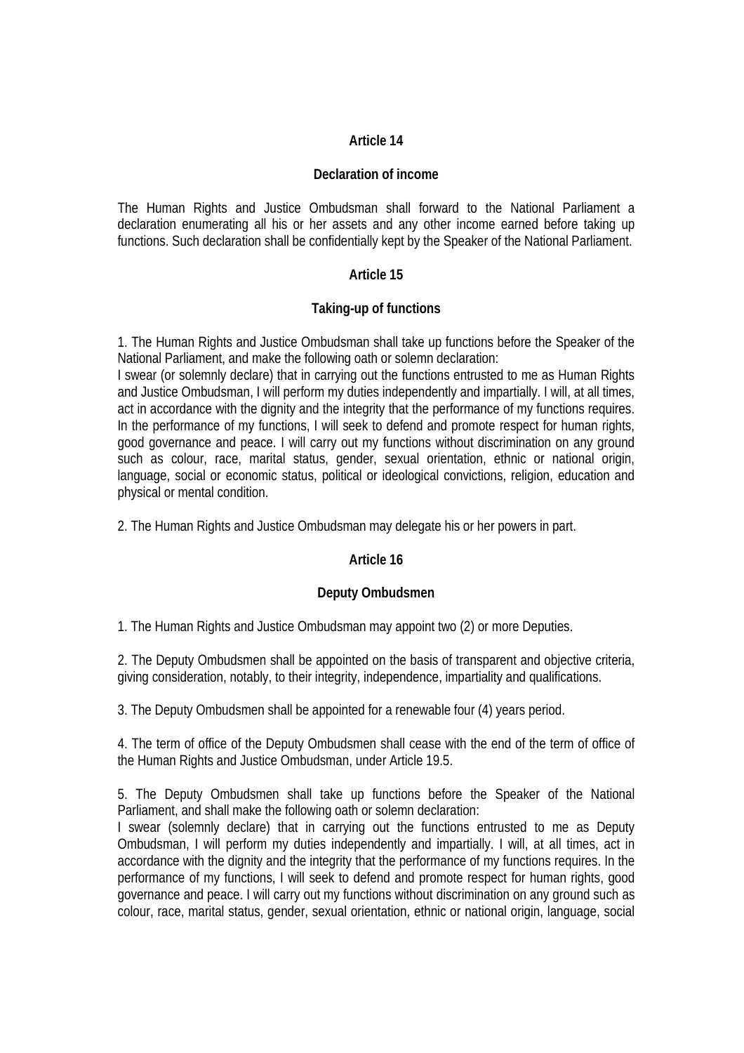**Article 14**

**Declaration of income**

The Human Rights and Justice Ombudsman shall forward to the National Parliament a declaration enumerating all his or her assets and any other income earned before taking up functions. Such declaration shall be confidentially kept by the Speaker of the National Parliament.

**Article 15**

**Taking-up of functions**

1. The Human Rights and Justice Ombudsman shall take up functions before the Speaker of the National Parliament, and make the following oath or solemn declaration:
I swear (or solemnly declare) that in carrying out the functions entrusted to me as Human Rights and Justice Ombudsman, I will perform my duties independently and impartially. I will, at all times, act in accordance with the dignity and the integrity that the performance of my functions requires. In the performance of my functions, I will seek to defend and promote respect for human rights, good governance and peace. I will carry out my functions without discrimination on any ground such as colour, race, marital status, gender, sexual orientation, ethnic or national origin, language, social or economic status, political or ideological convictions, religion, education and physical or mental condition.

2. The Human Rights and Justice Ombudsman may delegate his or her powers in part.

**Article 16**

**Deputy Ombudsmen**

1. The Human Rights and Justice Ombudsman may appoint two (2) or more Deputies.

2. The Deputy Ombudsmen shall be appointed on the basis of transparent and objective criteria, giving consideration, notably, to their integrity, independence, impartiality and qualifications.

3. The Deputy Ombudsmen shall be appointed for a renewable four (4) years period.

4. The term of office of the Deputy Ombudsmen shall cease with the end of the term of office of the Human Rights and Justice Ombudsman, under Article 19.5.

5. The Deputy Ombudsmen shall take up functions before the Speaker of the National Parliament, and shall make the following oath or solemn declaration:
I swear (solemnly declare) that in carrying out the functions entrusted to me as Deputy Ombudsman, I will perform my duties independently and impartially. I will, at all times, act in accordance with the dignity and the integrity that the performance of my functions requires. In the performance of my functions, I will seek to defend and promote respect for human rights, good governance and peace. I will carry out my functions without discrimination on any ground such as colour, race, marital status, gender, sexual orientation, ethnic or national origin, language, social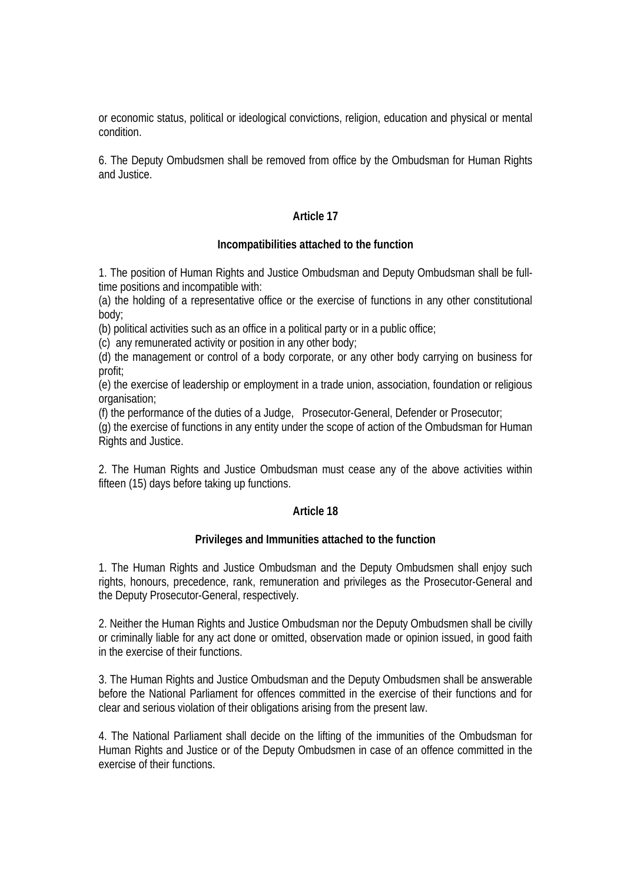or economic status, political or ideological convictions, religion, education and physical or mental condition.

6. The Deputy Ombudsmen shall be removed from office by the Ombudsman for Human Rights and Justice.

**Article 17**

**Incompatibilities attached to the function**

1. The position of Human Rights and Justice Ombudsman and Deputy Ombudsman shall be full-time positions and incompatible with:
(a) the holding of a representative office or the exercise of functions in any other constitutional body;
(b) political activities such as an office in a political party or in a public office;
(c) any remunerated activity or position in any other body;
(d) the management or control of a body corporate, or any other body carrying on business for profit;
(e) the exercise of leadership or employment in a trade union, association, foundation or religious organisation;
(f) the performance of the duties of a Judge, Prosecutor-General, Defender or Prosecutor;
(g) the exercise of functions in any entity under the scope of action of the Ombudsman for Human Rights and Justice.

2. The Human Rights and Justice Ombudsman must cease any of the above activities within fifteen (15) days before taking up functions.

**Article 18**

**Privileges and Immunities attached to the function**

1. The Human Rights and Justice Ombudsman and the Deputy Ombudsmen shall enjoy such rights, honours, precedence, rank, remuneration and privileges as the Prosecutor-General and the Deputy Prosecutor-General, respectively.

2. Neither the Human Rights and Justice Ombudsman nor the Deputy Ombudsmen shall be civilly or criminally liable for any act done or omitted, observation made or opinion issued, in good faith in the exercise of their functions.

3. The Human Rights and Justice Ombudsman and the Deputy Ombudsmen shall be answerable before the National Parliament for offences committed in the exercise of their functions and for clear and serious violation of their obligations arising from the present law.

4. The National Parliament shall decide on the lifting of the immunities of the Ombudsman for Human Rights and Justice or of the Deputy Ombudsmen in case of an offence committed in the exercise of their functions.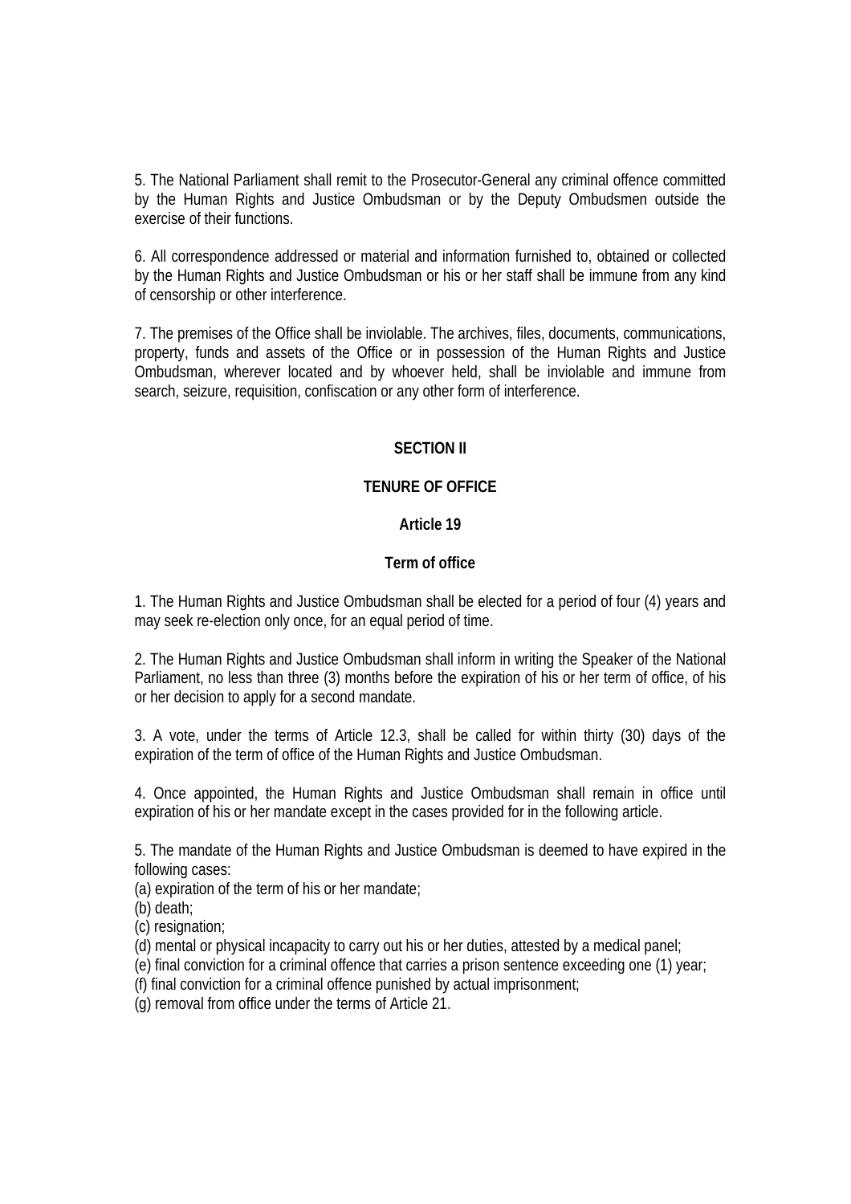5. The National Parliament shall remit to the Prosecutor-General any criminal offence committed by the Human Rights and Justice Ombudsman or by the Deputy Ombudsmen outside the exercise of their functions.

6. All correspondence addressed or material and information furnished to, obtained or collected by the Human Rights and Justice Ombudsman or his or her staff shall be immune from any kind of censorship or other interference.

7. The premises of the Office shall be inviolable. The archives, files, documents, communications, property, funds and assets of the Office or in possession of the Human Rights and Justice Ombudsman, wherever located and by whoever held, shall be inviolable and immune from search, seizure, requisition, confiscation or any other form of interference.

## SECTION II

## TENURE OF OFFICE

### Article 19

### Term of office

1. The Human Rights and Justice Ombudsman shall be elected for a period of four (4) years and may seek re-election only once, for an equal period of time.

2. The Human Rights and Justice Ombudsman shall inform in writing the Speaker of the National Parliament, no less than three (3) months before the expiration of his or her term of office, of his or her decision to apply for a second mandate.

3. A vote, under the terms of Article 12.3, shall be called for within thirty (30) days of the expiration of the term of office of the Human Rights and Justice Ombudsman.

4. Once appointed, the Human Rights and Justice Ombudsman shall remain in office until expiration of his or her mandate except in the cases provided for in the following article.

5. The mandate of the Human Rights and Justice Ombudsman is deemed to have expired in the following cases:
(a) expiration of the term of his or her mandate;
(b) death;
(c) resignation;
(d) mental or physical incapacity to carry out his or her duties, attested by a medical panel;
(e) final conviction for a criminal offence that carries a prison sentence exceeding one (1) year;
(f) final conviction for a criminal offence punished by actual imprisonment;
(g) removal from office under the terms of Article 21.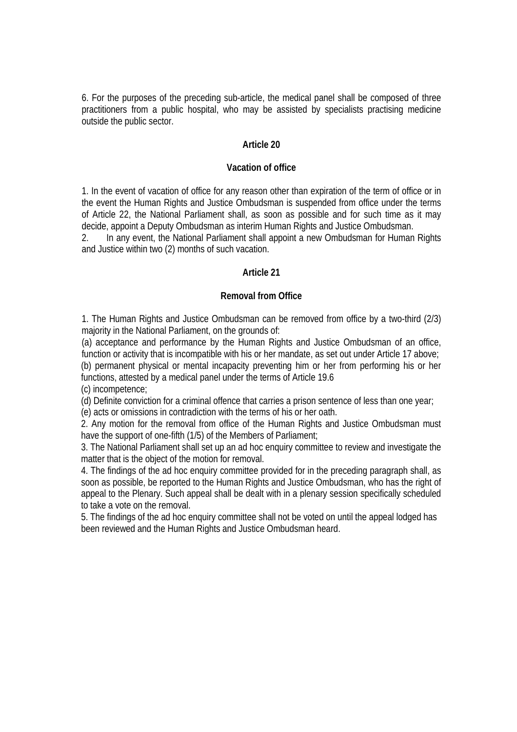6. For the purposes of the preceding sub-article, the medical panel shall be composed of three practitioners from a public hospital, who may be assisted by specialists practising medicine outside the public sector.

**Article 20**

**Vacation of office**

1. In the event of vacation of office for any reason other than expiration of the term of office or in the event the Human Rights and Justice Ombudsman is suspended from office under the terms of Article 22, the National Parliament shall, as soon as possible and for such time as it may decide, appoint a Deputy Ombudsman as interim Human Rights and Justice Ombudsman.
2. In any event, the National Parliament shall appoint a new Ombudsman for Human Rights and Justice within two (2) months of such vacation.

**Article 21**

**Removal from Office**

1. The Human Rights and Justice Ombudsman can be removed from office by a two-third (2/3) majority in the National Parliament, on the grounds of:
(a) acceptance and performance by the Human Rights and Justice Ombudsman of an office, function or activity that is incompatible with his or her mandate, as set out under Article 17 above;
(b) permanent physical or mental incapacity preventing him or her from performing his or her functions, attested by a medical panel under the terms of Article 19.6
(c) incompetence;
(d) Definite conviction for a criminal offence that carries a prison sentence of less than one year;
(e) acts or omissions in contradiction with the terms of his or her oath.
2. Any motion for the removal from office of the Human Rights and Justice Ombudsman must have the support of one-fifth (1/5) of the Members of Parliament;
3. The National Parliament shall set up an ad hoc enquiry committee to review and investigate the matter that is the object of the motion for removal.
4. The findings of the ad hoc enquiry committee provided for in the preceding paragraph shall, as soon as possible, be reported to the Human Rights and Justice Ombudsman, who has the right of appeal to the Plenary. Such appeal shall be dealt with in a plenary session specifically scheduled to take a vote on the removal.
5. The findings of the ad hoc enquiry committee shall not be voted on until the appeal lodged has been reviewed and the Human Rights and Justice Ombudsman heard.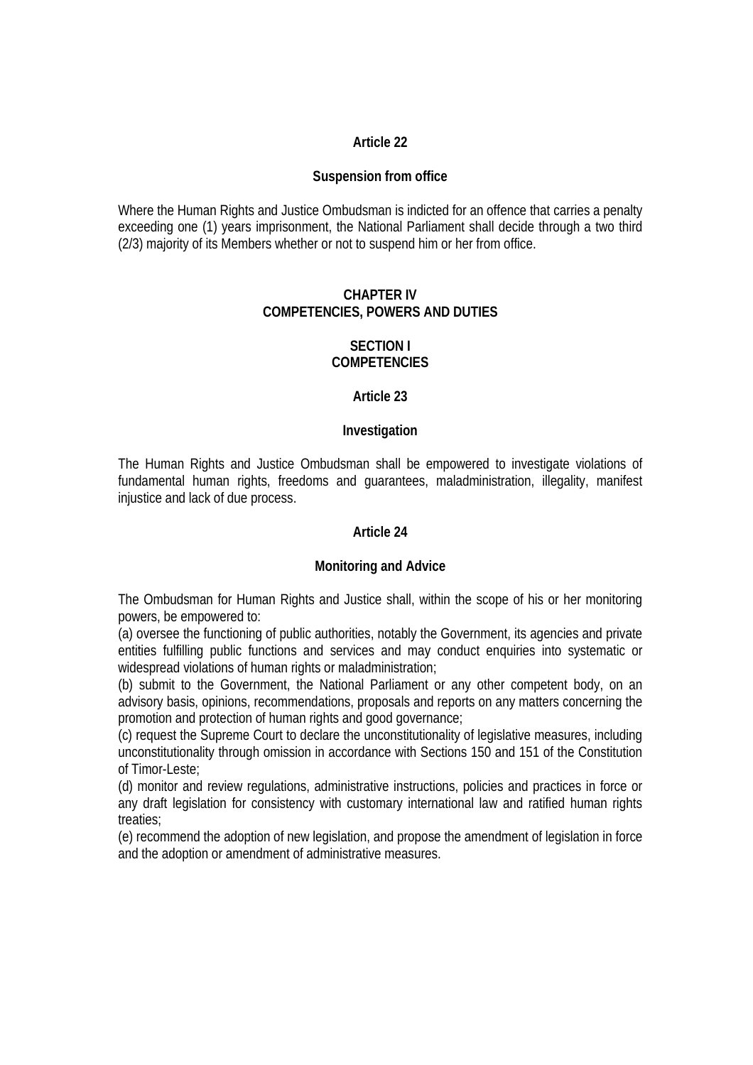### Article 22

### Suspension from office

Where the Human Rights and Justice Ombudsman is indicted for an offence that carries a penalty exceeding one (1) years imprisonment, the National Parliament shall decide through a two third (2/3) majority of its Members whether or not to suspend him or her from office.

## CHAPTER IV
## COMPETENCIES, POWERS AND DUTIES

## SECTION I
## COMPETENCIES

### Article 23

### Investigation

The Human Rights and Justice Ombudsman shall be empowered to investigate violations of fundamental human rights, freedoms and guarantees, maladministration, illegality, manifest injustice and lack of due process.

### Article 24

### Monitoring and Advice

The Ombudsman for Human Rights and Justice shall, within the scope of his or her monitoring powers, be empowered to:

(a) oversee the functioning of public authorities, notably the Government, its agencies and private entities fulfilling public functions and services and may conduct enquiries into systematic or widespread violations of human rights or maladministration;

(b) submit to the Government, the National Parliament or any other competent body, on an advisory basis, opinions, recommendations, proposals and reports on any matters concerning the promotion and protection of human rights and good governance;

(c) request the Supreme Court to declare the unconstitutionality of legislative measures, including unconstitutionality through omission in accordance with Sections 150 and 151 of the Constitution of Timor-Leste;

(d) monitor and review regulations, administrative instructions, policies and practices in force or any draft legislation for consistency with customary international law and ratified human rights treaties;

(e) recommend the adoption of new legislation, and propose the amendment of legislation in force and the adoption or amendment of administrative measures.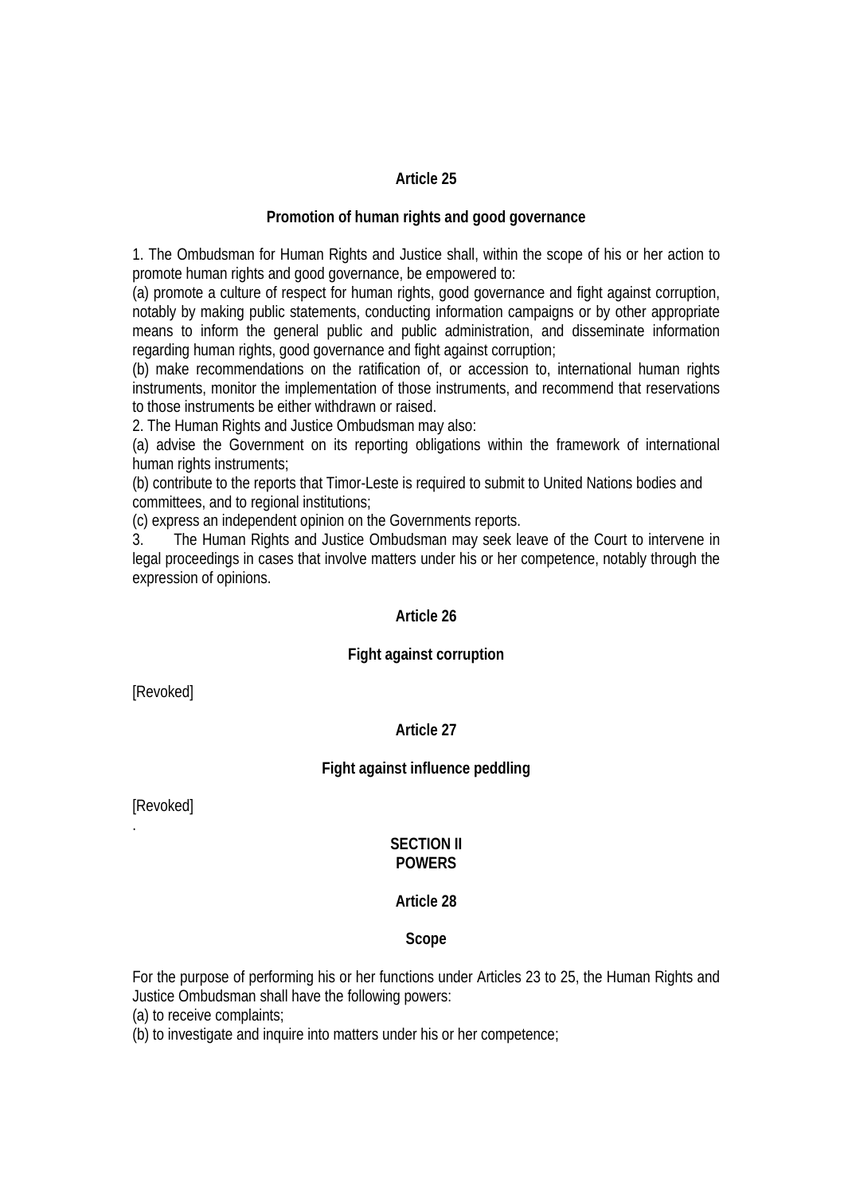**Article 25**

**Promotion of human rights and good governance**

1. The Ombudsman for Human Rights and Justice shall, within the scope of his or her action to promote human rights and good governance, be empowered to:
(a) promote a culture of respect for human rights, good governance and fight against corruption, notably by making public statements, conducting information campaigns or by other appropriate means to inform the general public and public administration, and disseminate information regarding human rights, good governance and fight against corruption;
(b) make recommendations on the ratification of, or accession to, international human rights instruments, monitor the implementation of those instruments, and recommend that reservations to those instruments be either withdrawn or raised.
2. The Human Rights and Justice Ombudsman may also:
(a) advise the Government on its reporting obligations within the framework of international human rights instruments;
(b) contribute to the reports that Timor-Leste is required to submit to United Nations bodies and committees, and to regional institutions;
(c) express an independent opinion on the Governments reports.
3. The Human Rights and Justice Ombudsman may seek leave of the Court to intervene in legal proceedings in cases that involve matters under his or her competence, notably through the expression of opinions.

**Article 26**

**Fight against corruption**

[Revoked]

**Article 27**

**Fight against influence peddling**

[Revoked]

.

**SECTION II**
**POWERS**

**Article 28**

**Scope**

For the purpose of performing his or her functions under Articles 23 to 25, the Human Rights and Justice Ombudsman shall have the following powers:
(a) to receive complaints;
(b) to investigate and inquire into matters under his or her competence;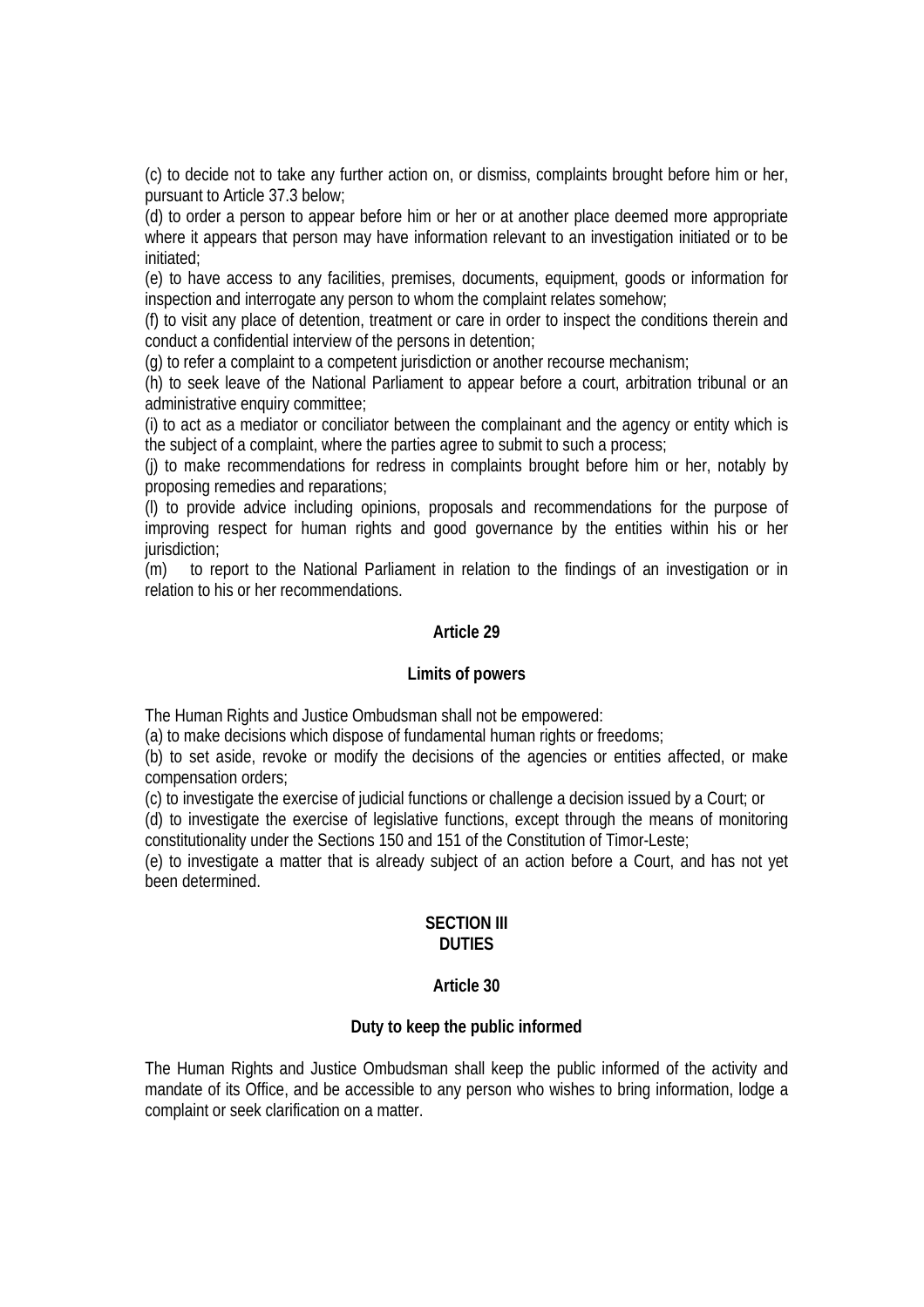(c) to decide not to take any further action on, or dismiss, complaints brought before him or her, pursuant to Article 37.3 below;

(d) to order a person to appear before him or her or at another place deemed more appropriate where it appears that person may have information relevant to an investigation initiated or to be initiated;

(e) to have access to any facilities, premises, documents, equipment, goods or information for inspection and interrogate any person to whom the complaint relates somehow;

(f) to visit any place of detention, treatment or care in order to inspect the conditions therein and conduct a confidential interview of the persons in detention;

(g) to refer a complaint to a competent jurisdiction or another recourse mechanism;

(h) to seek leave of the National Parliament to appear before a court, arbitration tribunal or an administrative enquiry committee;

(i) to act as a mediator or conciliator between the complainant and the agency or entity which is the subject of a complaint, where the parties agree to submit to such a process;

(j) to make recommendations for redress in complaints brought before him or her, notably by proposing remedies and reparations;

(l) to provide advice including opinions, proposals and recommendations for the purpose of improving respect for human rights and good governance by the entities within his or her jurisdiction;

(m) to report to the National Parliament in relation to the findings of an investigation or in relation to his or her recommendations.

### Article 29

### Limits of powers

The Human Rights and Justice Ombudsman shall not be empowered:

(a) to make decisions which dispose of fundamental human rights or freedoms;

(b) to set aside, revoke or modify the decisions of the agencies or entities affected, or make compensation orders;

(c) to investigate the exercise of judicial functions or challenge a decision issued by a Court; or

(d) to investigate the exercise of legislative functions, except through the means of monitoring constitutionality under the Sections 150 and 151 of the Constitution of Timor-Leste;

(e) to investigate a matter that is already subject of an action before a Court, and has not yet been determined.

## SECTION III
## DUTIES

### Article 30

### Duty to keep the public informed

The Human Rights and Justice Ombudsman shall keep the public informed of the activity and mandate of its Office, and be accessible to any person who wishes to bring information, lodge a complaint or seek clarification on a matter.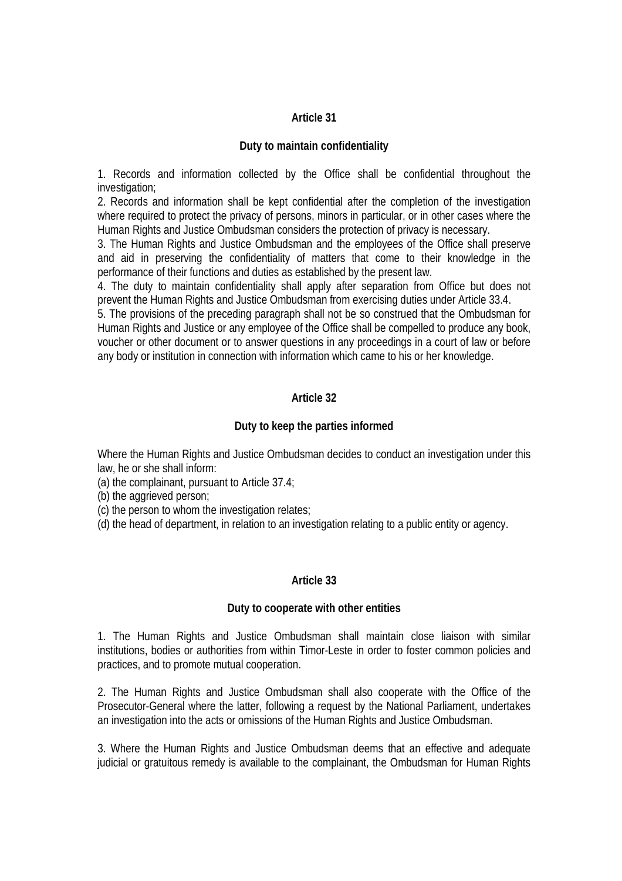## Article 31

### Duty to maintain confidentiality

1. Records and information collected by the Office shall be confidential throughout the investigation;
2. Records and information shall be kept confidential after the completion of the investigation where required to protect the privacy of persons, minors in particular, or in other cases where the Human Rights and Justice Ombudsman considers the protection of privacy is necessary.
3. The Human Rights and Justice Ombudsman and the employees of the Office shall preserve and aid in preserving the confidentiality of matters that come to their knowledge in the performance of their functions and duties as established by the present law.
4. The duty to maintain confidentiality shall apply after separation from Office but does not prevent the Human Rights and Justice Ombudsman from exercising duties under Article 33.4.
5. The provisions of the preceding paragraph shall not be so construed that the Ombudsman for Human Rights and Justice or any employee of the Office shall be compelled to produce any book, voucher or other document or to answer questions in any proceedings in a court of law or before any body or institution in connection with information which came to his or her knowledge.

## Article 32

### Duty to keep the parties informed

Where the Human Rights and Justice Ombudsman decides to conduct an investigation under this law, he or she shall inform:

(a) the complainant, pursuant to Article 37.4;
(b) the aggrieved person;
(c) the person to whom the investigation relates;
(d) the head of department, in relation to an investigation relating to a public entity or agency.

## Article 33

### Duty to cooperate with other entities

1. The Human Rights and Justice Ombudsman shall maintain close liaison with similar institutions, bodies or authorities from within Timor-Leste in order to foster common policies and practices, and to promote mutual cooperation.

2. The Human Rights and Justice Ombudsman shall also cooperate with the Office of the Prosecutor-General where the latter, following a request by the National Parliament, undertakes an investigation into the acts or omissions of the Human Rights and Justice Ombudsman.

3. Where the Human Rights and Justice Ombudsman deems that an effective and adequate judicial or gratuitous remedy is available to the complainant, the Ombudsman for Human Rights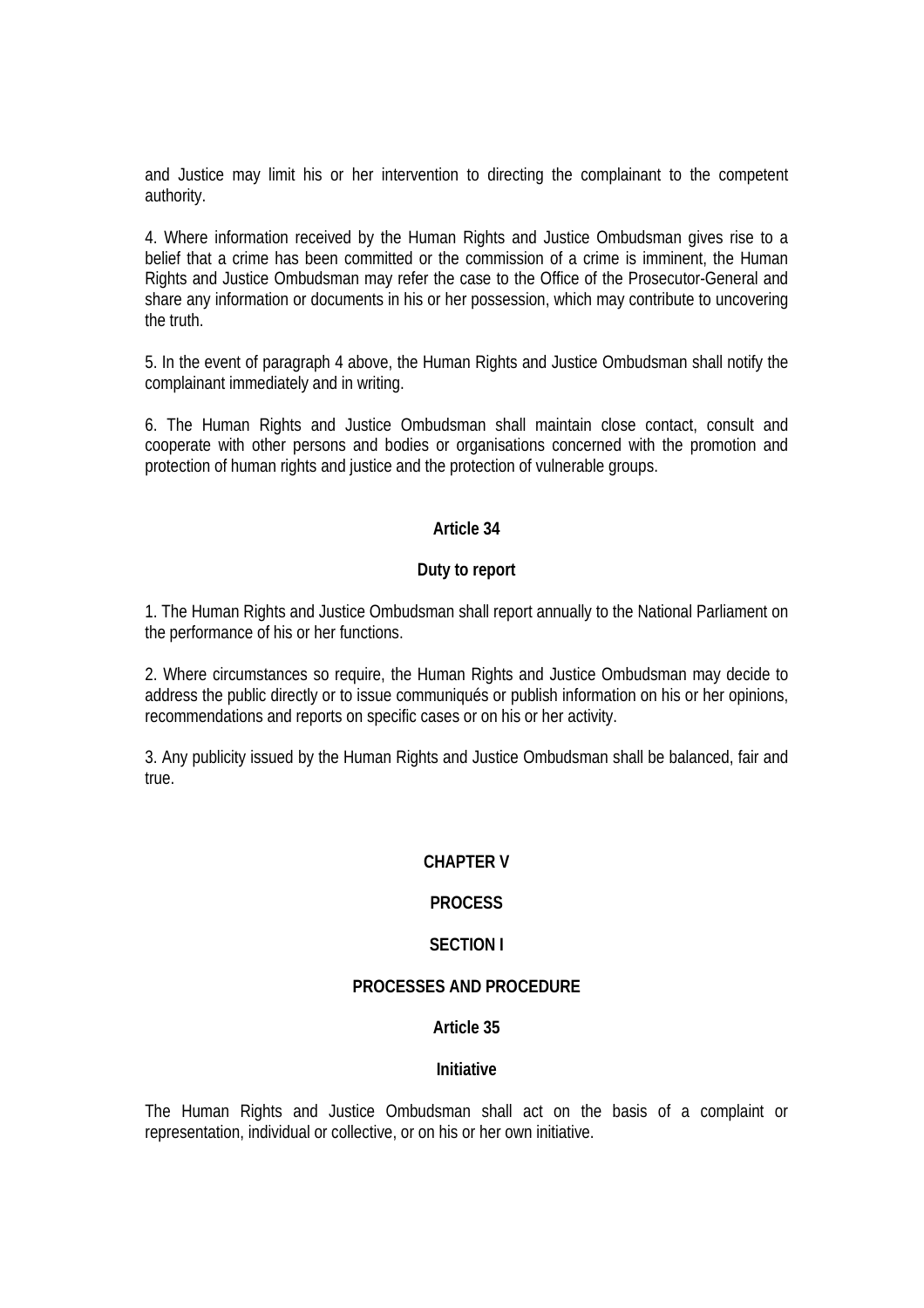and Justice may limit his or her intervention to directing the complainant to the competent authority.

4. Where information received by the Human Rights and Justice Ombudsman gives rise to a belief that a crime has been committed or the commission of a crime is imminent, the Human Rights and Justice Ombudsman may refer the case to the Office of the Prosecutor-General and share any information or documents in his or her possession, which may contribute to uncovering the truth.

5. In the event of paragraph 4 above, the Human Rights and Justice Ombudsman shall notify the complainant immediately and in writing.

6. The Human Rights and Justice Ombudsman shall maintain close contact, consult and cooperate with other persons and bodies or organisations concerned with the promotion and protection of human rights and justice and the protection of vulnerable groups.

### Article 34

### Duty to report

1. The Human Rights and Justice Ombudsman shall report annually to the National Parliament on the performance of his or her functions.

2. Where circumstances so require, the Human Rights and Justice Ombudsman may decide to address the public directly or to issue communiqués or publish information on his or her opinions, recommendations and reports on specific cases or on his or her activity.

3. Any publicity issued by the Human Rights and Justice Ombudsman shall be balanced, fair and true.

## CHAPTER V

## PROCESS

## SECTION I

## PROCESSES AND PROCEDURE

### Article 35

### Initiative

The Human Rights and Justice Ombudsman shall act on the basis of a complaint or representation, individual or collective, or on his or her own initiative.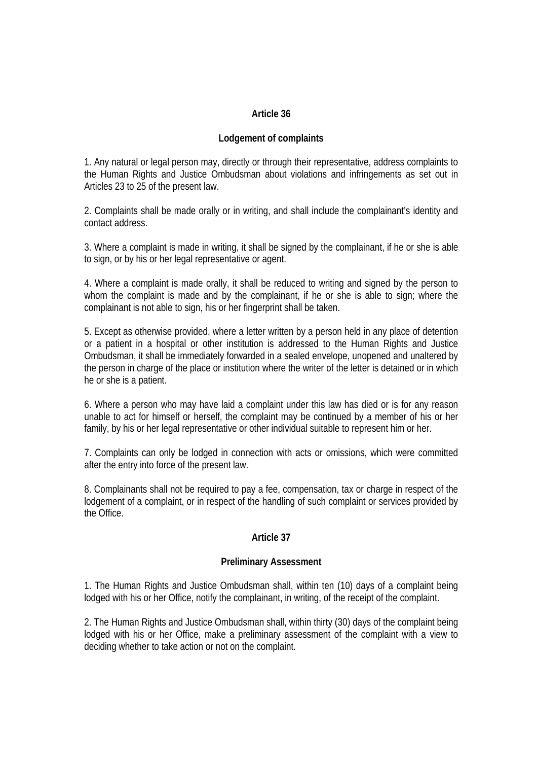**Article 36**

**Lodgement of complaints**

1. Any natural or legal person may, directly or through their representative, address complaints to the Human Rights and Justice Ombudsman about violations and infringements as set out in Articles 23 to 25 of the present law.

2. Complaints shall be made orally or in writing, and shall include the complainant's identity and contact address.

3. Where a complaint is made in writing, it shall be signed by the complainant, if he or she is able to sign, or by his or her legal representative or agent.

4. Where a complaint is made orally, it shall be reduced to writing and signed by the person to whom the complaint is made and by the complainant, if he or she is able to sign; where the complainant is not able to sign, his or her fingerprint shall be taken.

5. Except as otherwise provided, where a letter written by a person held in any place of detention or a patient in a hospital or other institution is addressed to the Human Rights and Justice Ombudsman, it shall be immediately forwarded in a sealed envelope, unopened and unaltered by the person in charge of the place or institution where the writer of the letter is detained or in which he or she is a patient.

6. Where a person who may have laid a complaint under this law has died or is for any reason unable to act for himself or herself, the complaint may be continued by a member of his or her family, by his or her legal representative or other individual suitable to represent him or her.

7. Complaints can only be lodged in connection with acts or omissions, which were committed after the entry into force of the present law.

8. Complainants shall not be required to pay a fee, compensation, tax or charge in respect of the lodgement of a complaint, or in respect of the handling of such complaint or services provided by the Office.

**Article 37**

**Preliminary Assessment**

1. The Human Rights and Justice Ombudsman shall, within ten (10) days of a complaint being lodged with his or her Office, notify the complainant, in writing, of the receipt of the complaint.

2. The Human Rights and Justice Ombudsman shall, within thirty (30) days of the complaint being lodged with his or her Office, make a preliminary assessment of the complaint with a view to deciding whether to take action or not on the complaint.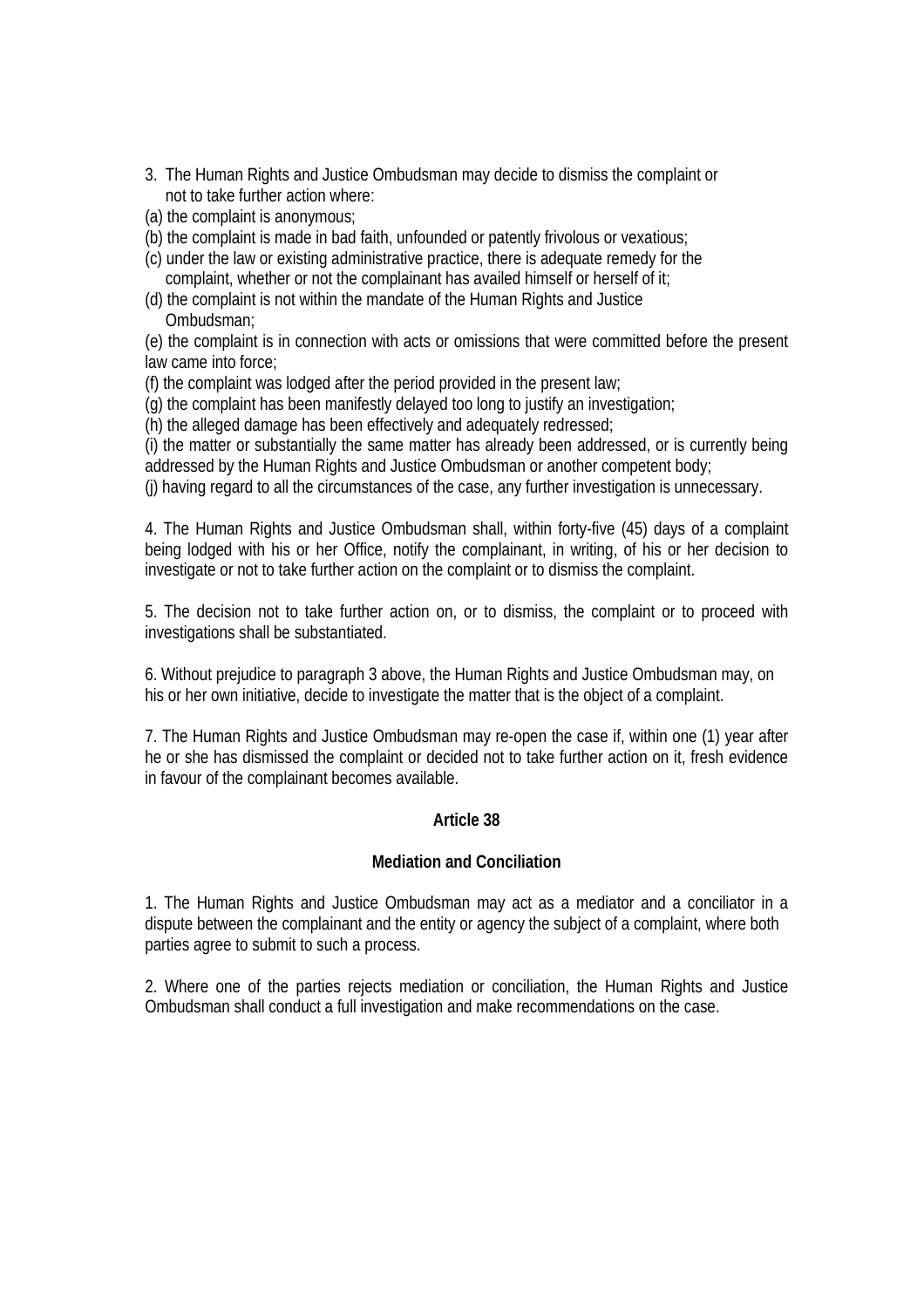3. The Human Rights and Justice Ombudsman may decide to dismiss the complaint or not to take further action where:

(a) the complaint is anonymous;

(b) the complaint is made in bad faith, unfounded or patently frivolous or vexatious;

(c) under the law or existing administrative practice, there is adequate remedy for the complaint, whether or not the complainant has availed himself or herself of it;

(d) the complaint is not within the mandate of the Human Rights and Justice Ombudsman;

(e) the complaint is in connection with acts or omissions that were committed before the present law came into force;

(f) the complaint was lodged after the period provided in the present law;

(g) the complaint has been manifestly delayed too long to justify an investigation;

(h) the alleged damage has been effectively and adequately redressed;

(i) the matter or substantially the same matter has already been addressed, or is currently being addressed by the Human Rights and Justice Ombudsman or another competent body;

(j) having regard to all the circumstances of the case, any further investigation is unnecessary.

4. The Human Rights and Justice Ombudsman shall, within forty-five (45) days of a complaint being lodged with his or her Office, notify the complainant, in writing, of his or her decision to investigate or not to take further action on the complaint or to dismiss the complaint.

5. The decision not to take further action on, or to dismiss, the complaint or to proceed with investigations shall be substantiated.

6. Without prejudice to paragraph 3 above, the Human Rights and Justice Ombudsman may, on his or her own initiative, decide to investigate the matter that is the object of a complaint.

7. The Human Rights and Justice Ombudsman may re-open the case if, within one (1) year after he or she has dismissed the complaint or decided not to take further action on it, fresh evidence in favour of the complainant becomes available.

### Article 38

### Mediation and Conciliation

1. The Human Rights and Justice Ombudsman may act as a mediator and a conciliator in a dispute between the complainant and the entity or agency the subject of a complaint, where both parties agree to submit to such a process.

2. Where one of the parties rejects mediation or conciliation, the Human Rights and Justice Ombudsman shall conduct a full investigation and make recommendations on the case.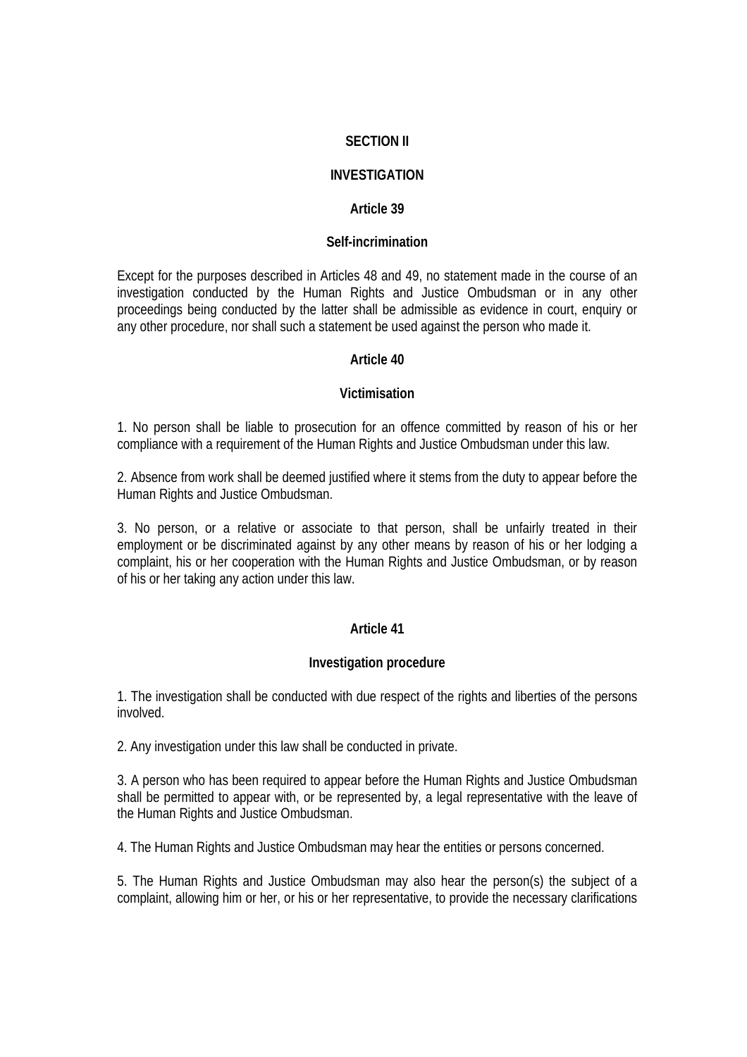## SECTION II

## INVESTIGATION

### Article 39

### Self-incrimination

Except for the purposes described in Articles 48 and 49, no statement made in the course of an investigation conducted by the Human Rights and Justice Ombudsman or in any other proceedings being conducted by the latter shall be admissible as evidence in court, enquiry or any other procedure, nor shall such a statement be used against the person who made it.

### Article 40

### Victimisation

1. No person shall be liable to prosecution for an offence committed by reason of his or her compliance with a requirement of the Human Rights and Justice Ombudsman under this law.

2. Absence from work shall be deemed justified where it stems from the duty to appear before the Human Rights and Justice Ombudsman.

3. No person, or a relative or associate to that person, shall be unfairly treated in their employment or be discriminated against by any other means by reason of his or her lodging a complaint, his or her cooperation with the Human Rights and Justice Ombudsman, or by reason of his or her taking any action under this law.

### Article 41

### Investigation procedure

1. The investigation shall be conducted with due respect of the rights and liberties of the persons involved.

2. Any investigation under this law shall be conducted in private.

3. A person who has been required to appear before the Human Rights and Justice Ombudsman shall be permitted to appear with, or be represented by, a legal representative with the leave of the Human Rights and Justice Ombudsman.

4. The Human Rights and Justice Ombudsman may hear the entities or persons concerned.

5. The Human Rights and Justice Ombudsman may also hear the person(s) the subject of a complaint, allowing him or her, or his or her representative, to provide the necessary clarifications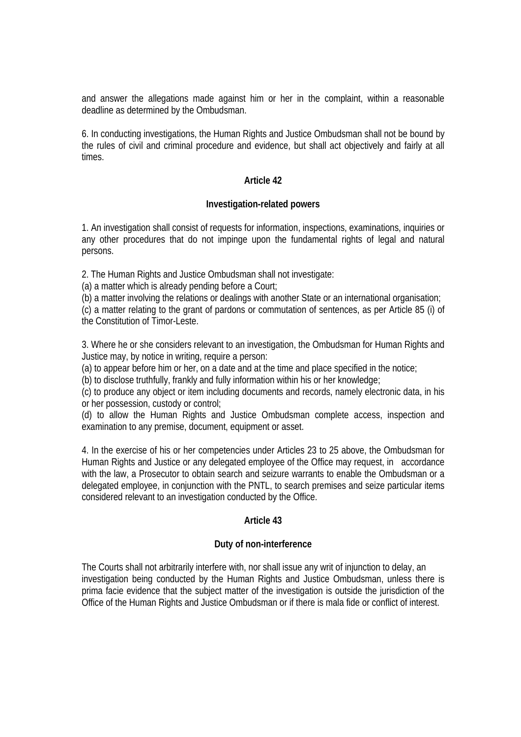and answer the allegations made against him or her in the complaint, within a reasonable deadline as determined by the Ombudsman.

6. In conducting investigations, the Human Rights and Justice Ombudsman shall not be bound by the rules of civil and criminal procedure and evidence, but shall act objectively and fairly at all times.

**Article 42**

**Investigation-related powers**

1. An investigation shall consist of requests for information, inspections, examinations, inquiries or any other procedures that do not impinge upon the fundamental rights of legal and natural persons.

2. The Human Rights and Justice Ombudsman shall not investigate:
(a) a matter which is already pending before a Court;
(b) a matter involving the relations or dealings with another State or an international organisation;
(c) a matter relating to the grant of pardons or commutation of sentences, as per Article 85 (i) of the Constitution of Timor-Leste.

3. Where he or she considers relevant to an investigation, the Ombudsman for Human Rights and Justice may, by notice in writing, require a person:
(a) to appear before him or her, on a date and at the time and place specified in the notice;
(b) to disclose truthfully, frankly and fully information within his or her knowledge;
(c) to produce any object or item including documents and records, namely electronic data, in his or her possession, custody or control;
(d) to allow the Human Rights and Justice Ombudsman complete access, inspection and examination to any premise, document, equipment or asset.

4. In the exercise of his or her competencies under Articles 23 to 25 above, the Ombudsman for Human Rights and Justice or any delegated employee of the Office may request, in accordance with the law, a Prosecutor to obtain search and seizure warrants to enable the Ombudsman or a delegated employee, in conjunction with the PNTL, to search premises and seize particular items considered relevant to an investigation conducted by the Office.

**Article 43**

**Duty of non-interference**

The Courts shall not arbitrarily interfere with, nor shall issue any writ of injunction to delay, an investigation being conducted by the Human Rights and Justice Ombudsman, unless there is prima facie evidence that the subject matter of the investigation is outside the jurisdiction of the Office of the Human Rights and Justice Ombudsman or if there is mala fide or conflict of interest.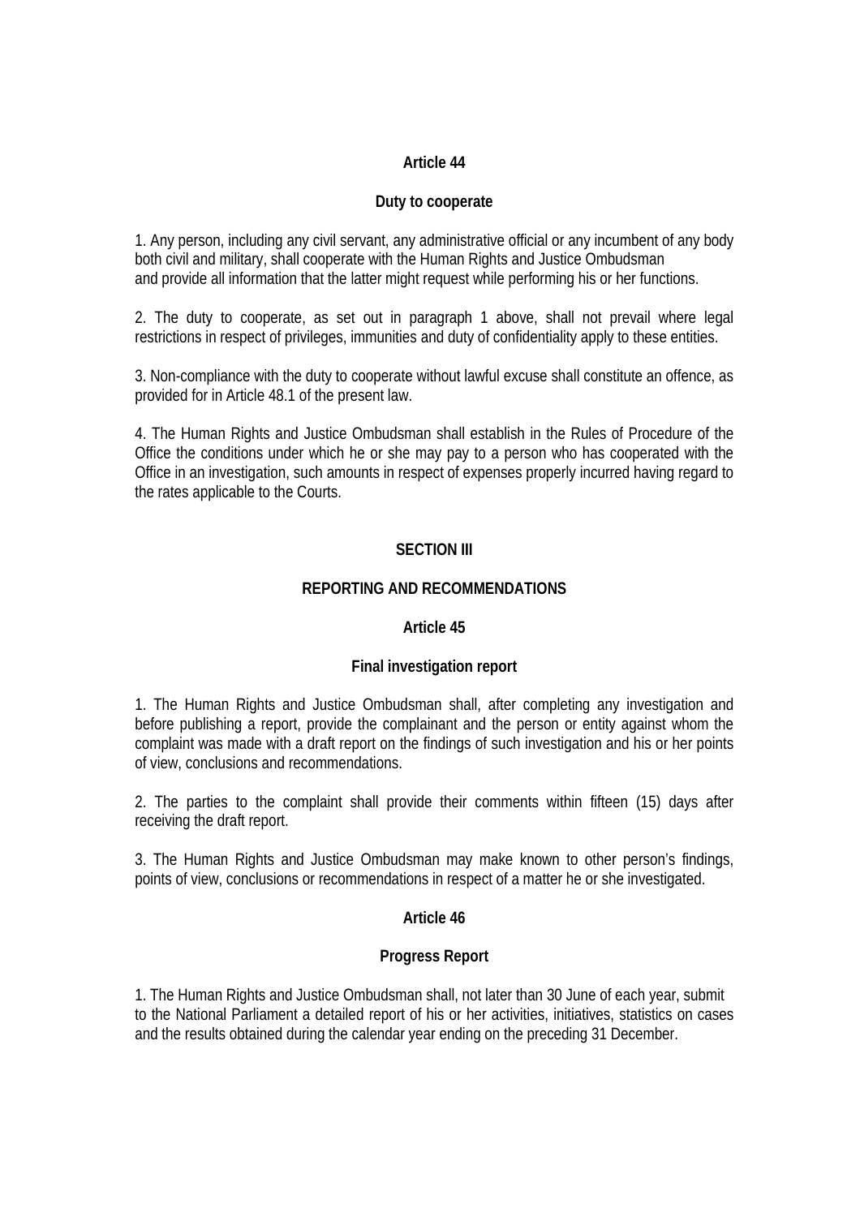### Article 44

### Duty to cooperate

1. Any person, including any civil servant, any administrative official or any incumbent of any body both civil and military, shall cooperate with the Human Rights and Justice Ombudsman and provide all information that the latter might request while performing his or her functions.

2. The duty to cooperate, as set out in paragraph 1 above, shall not prevail where legal restrictions in respect of privileges, immunities and duty of confidentiality apply to these entities.

3. Non-compliance with the duty to cooperate without lawful excuse shall constitute an offence, as provided for in Article 48.1 of the present law.

4. The Human Rights and Justice Ombudsman shall establish in the Rules of Procedure of the Office the conditions under which he or she may pay to a person who has cooperated with the Office in an investigation, such amounts in respect of expenses properly incurred having regard to the rates applicable to the Courts.

## SECTION III

## REPORTING AND RECOMMENDATIONS

### Article 45

### Final investigation report

1. The Human Rights and Justice Ombudsman shall, after completing any investigation and before publishing a report, provide the complainant and the person or entity against whom the complaint was made with a draft report on the findings of such investigation and his or her points of view, conclusions and recommendations.

2. The parties to the complaint shall provide their comments within fifteen (15) days after receiving the draft report.

3. The Human Rights and Justice Ombudsman may make known to other person's findings, points of view, conclusions or recommendations in respect of a matter he or she investigated.

### Article 46

### Progress Report

1. The Human Rights and Justice Ombudsman shall, not later than 30 June of each year, submit to the National Parliament a detailed report of his or her activities, initiatives, statistics on cases and the results obtained during the calendar year ending on the preceding 31 December.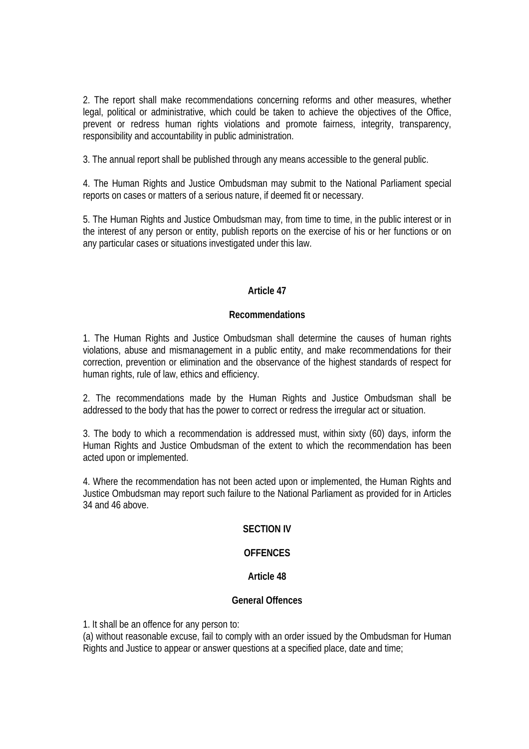2. The report shall make recommendations concerning reforms and other measures, whether legal, political or administrative, which could be taken to achieve the objectives of the Office, prevent or redress human rights violations and promote fairness, integrity, transparency, responsibility and accountability in public administration.

3. The annual report shall be published through any means accessible to the general public.

4. The Human Rights and Justice Ombudsman may submit to the National Parliament special reports on cases or matters of a serious nature, if deemed fit or necessary.

5. The Human Rights and Justice Ombudsman may, from time to time, in the public interest or in the interest of any person or entity, publish reports on the exercise of his or her functions or on any particular cases or situations investigated under this law.

### Article 47

### Recommendations

1. The Human Rights and Justice Ombudsman shall determine the causes of human rights violations, abuse and mismanagement in a public entity, and make recommendations for their correction, prevention or elimination and the observance of the highest standards of respect for human rights, rule of law, ethics and efficiency.

2. The recommendations made by the Human Rights and Justice Ombudsman shall be addressed to the body that has the power to correct or redress the irregular act or situation.

3. The body to which a recommendation is addressed must, within sixty (60) days, inform the Human Rights and Justice Ombudsman of the extent to which the recommendation has been acted upon or implemented.

4. Where the recommendation has not been acted upon or implemented, the Human Rights and Justice Ombudsman may report such failure to the National Parliament as provided for in Articles 34 and 46 above.

## SECTION IV

## OFFENCES

### Article 48

### General Offences

1. It shall be an offence for any person to:
(a) without reasonable excuse, fail to comply with an order issued by the Ombudsman for Human Rights and Justice to appear or answer questions at a specified place, date and time;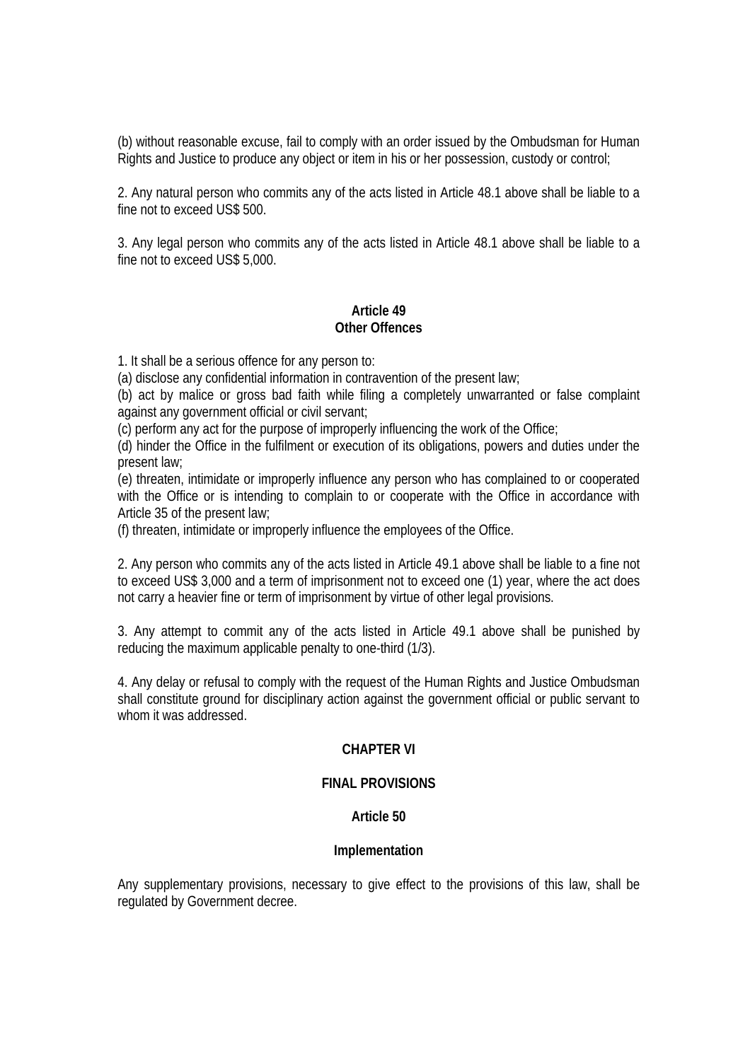(b) without reasonable excuse, fail to comply with an order issued by the Ombudsman for Human Rights and Justice to produce any object or item in his or her possession, custody or control;

2. Any natural person who commits any of the acts listed in Article 48.1 above shall be liable to a fine not to exceed US$ 500.

3. Any legal person who commits any of the acts listed in Article 48.1 above shall be liable to a fine not to exceed US$ 5,000.

**Article 49**
**Other Offences**

1. It shall be a serious offence for any person to:
(a) disclose any confidential information in contravention of the present law;
(b) act by malice or gross bad faith while filing a completely unwarranted or false complaint against any government official or civil servant;
(c) perform any act for the purpose of improperly influencing the work of the Office;
(d) hinder the Office in the fulfilment or execution of its obligations, powers and duties under the present law;
(e) threaten, intimidate or improperly influence any person who has complained to or cooperated with the Office or is intending to complain to or cooperate with the Office in accordance with Article 35 of the present law;
(f) threaten, intimidate or improperly influence the employees of the Office.

2. Any person who commits any of the acts listed in Article 49.1 above shall be liable to a fine not to exceed US$ 3,000 and a term of imprisonment not to exceed one (1) year, where the act does not carry a heavier fine or term of imprisonment by virtue of other legal provisions.

3. Any attempt to commit any of the acts listed in Article 49.1 above shall be punished by reducing the maximum applicable penalty to one-third (1/3).

4. Any delay or refusal to comply with the request of the Human Rights and Justice Ombudsman shall constitute ground for disciplinary action against the government official or public servant to whom it was addressed.

## CHAPTER VI

## FINAL PROVISIONS

**Article 50**

**Implementation**

Any supplementary provisions, necessary to give effect to the provisions of this law, shall be regulated by Government decree.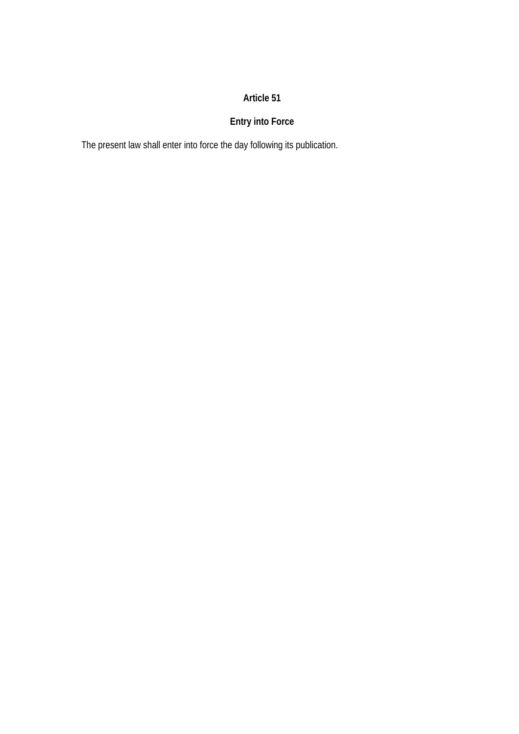**Article 51**

**Entry into Force**

The present law shall enter into force the day following its publication.